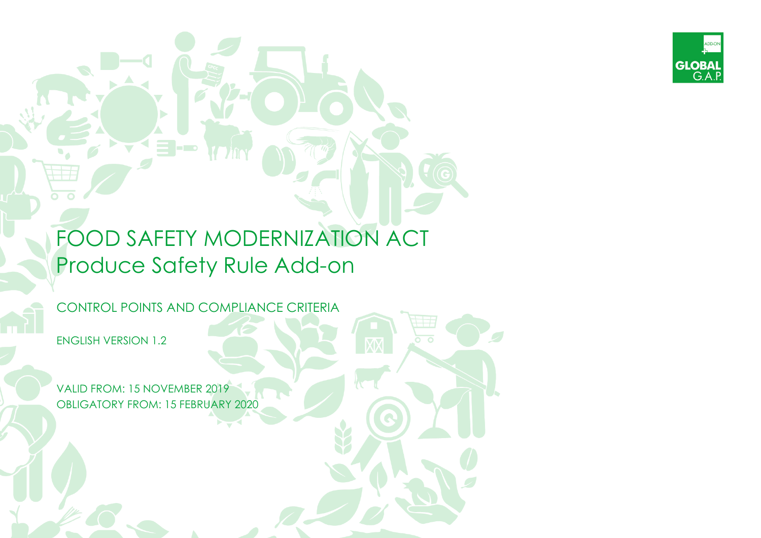# FOOD SAFETY MODERNIZATION ACT
## Produce Safety Rule Add-on

CONTROL POINTS AND COMPLIANCE CRITERIA

ENGLISH VERSION 1.2

VALID FROM: 15 NOVEMBER 2019
OBLIGATORY FROM: 15 FEBRUARY 2020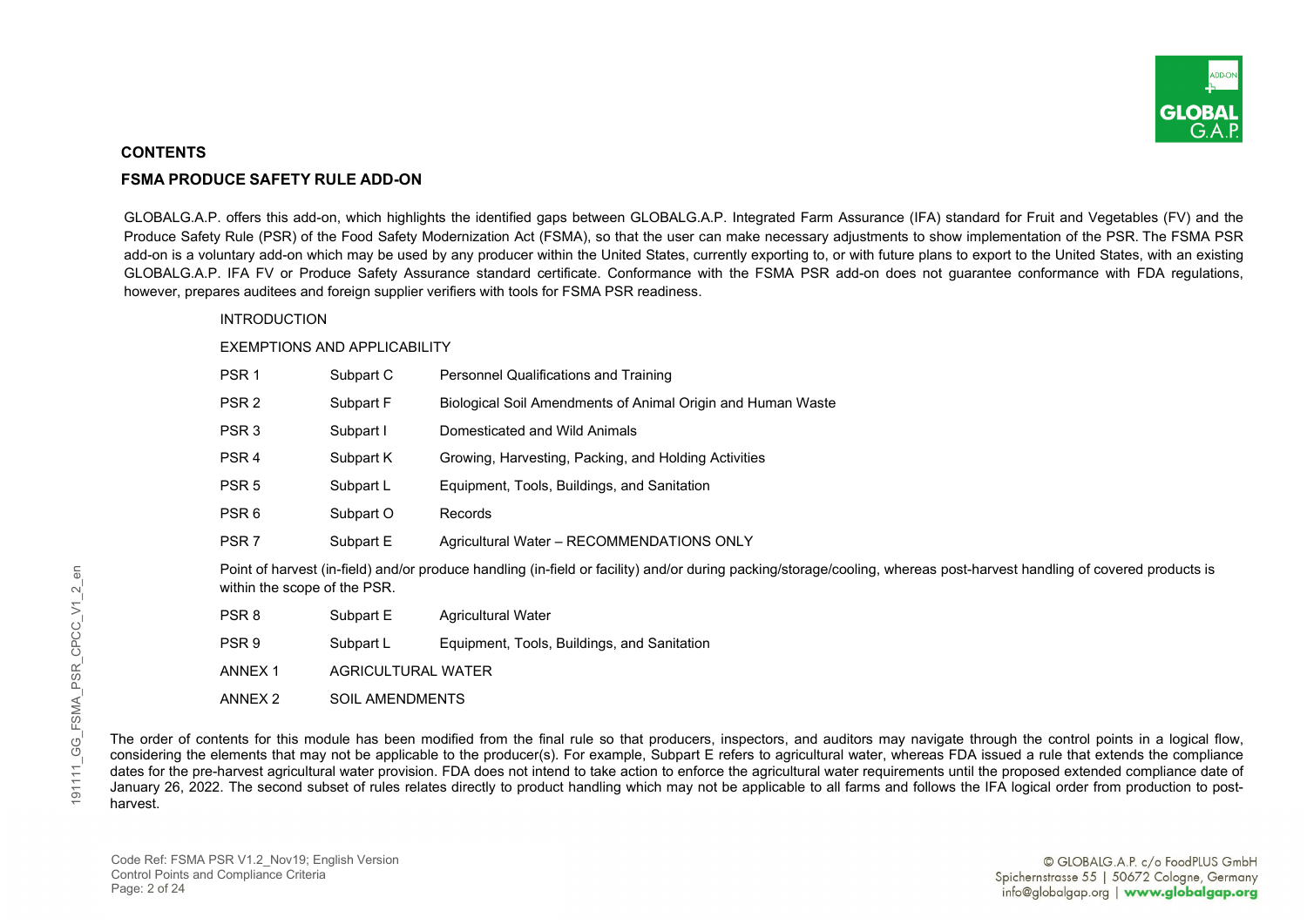## CONTENTS

### FSMA PRODUCE SAFETY RULE ADD-ON

GLOBALG.A.P. offers this add-on, which highlights the identified gaps between GLOBALG.A.P. Integrated Farm Assurance (IFA) standard for Fruit and Vegetables (FV) and the Produce Safety Rule (PSR) of the Food Safety Modernization Act (FSMA), so that the user can make necessary adjustments to show implementation of the PSR. The FSMA PSR add-on is a voluntary add-on which may be used by any producer within the United States, currently exporting to, or with future plans to export to the United States, with an existing GLOBALG.A.P. IFA FV or Produce Safety Assurance standard certificate. Conformance with the FSMA PSR add-on does not guarantee conformance with FDA regulations, however, prepares auditees and foreign supplier verifiers with tools for FSMA PSR readiness.

INTRODUCTION

EXEMPTIONS AND APPLICABILITY

| | | |
|---|---|---|
| PSR 1 | Subpart C | Personnel Qualifications and Training |
| PSR 2 | Subpart F | Biological Soil Amendments of Animal Origin and Human Waste |
| PSR 3 | Subpart I | Domesticated and Wild Animals |
| PSR 4 | Subpart K | Growing, Harvesting, Packing, and Holding Activities |
| PSR 5 | Subpart L | Equipment, Tools, Buildings, and Sanitation |
| PSR 6 | Subpart O | Records |
| PSR 7 | Subpart E | Agricultural Water – RECOMMENDATIONS ONLY |

Point of harvest (in-field) and/or produce handling (in-field or facility) and/or during packing/storage/cooling, whereas post-harvest handling of covered products is within the scope of the PSR.

| | | |
|---|---|---|
| PSR 8 | Subpart E | Agricultural Water |
| PSR 9 | Subpart L | Equipment, Tools, Buildings, and Sanitation |
| ANNEX 1 | AGRICULTURAL WATER | |
| ANNEX 2 | SOIL AMENDMENTS | |

The order of contents for this module has been modified from the final rule so that producers, inspectors, and auditors may navigate through the control points in a logical flow, considering the elements that may not be applicable to the producer(s). For example, Subpart E refers to agricultural water, whereas FDA issued a rule that extends the compliance dates for the pre-harvest agricultural water provision. FDA does not intend to take action to enforce the agricultural water requirements until the proposed extended compliance date of January 26, 2022. The second subset of rules relates directly to product handling which may not be applicable to all farms and follows the IFA logical order from production to post-harvest.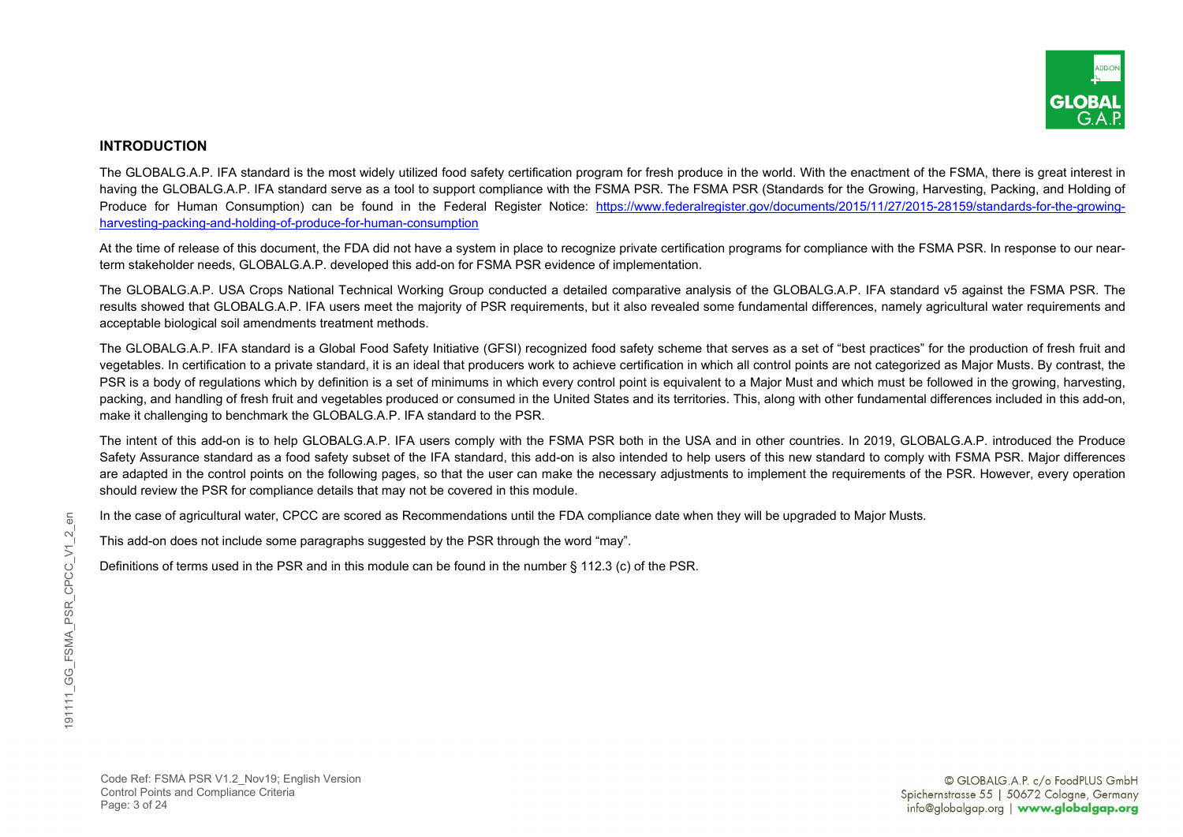## INTRODUCTION

The GLOBALG.A.P. IFA standard is the most widely utilized food safety certification program for fresh produce in the world. With the enactment of the FSMA, there is great interest in having the GLOBALG.A.P. IFA standard serve as a tool to support compliance with the FSMA PSR. The FSMA PSR (Standards for the Growing, Harvesting, Packing, and Holding of Produce for Human Consumption) can be found in the Federal Register Notice: [https://www.federalregister.gov/documents/2015/11/27/2015-28159/standards-for-the-growing-harvesting-packing-and-holding-of-produce-for-human-consumption](https://www.federalregister.gov/documents/2015/11/27/2015-28159/standards-for-the-growing-harvesting-packing-and-holding-of-produce-for-human-consumption)

At the time of release of this document, the FDA did not have a system in place to recognize private certification programs for compliance with the FSMA PSR. In response to our near-term stakeholder needs, GLOBALG.A.P. developed this add-on for FSMA PSR evidence of implementation.

The GLOBALG.A.P. USA Crops National Technical Working Group conducted a detailed comparative analysis of the GLOBALG.A.P. IFA standard v5 against the FSMA PSR. The results showed that GLOBALG.A.P. IFA users meet the majority of PSR requirements, but it also revealed some fundamental differences, namely agricultural water requirements and acceptable biological soil amendments treatment methods.

The GLOBALG.A.P. IFA standard is a Global Food Safety Initiative (GFSI) recognized food safety scheme that serves as a set of "best practices" for the production of fresh fruit and vegetables. In certification to a private standard, it is an ideal that producers work to achieve certification in which all control points are not categorized as Major Musts. By contrast, the PSR is a body of regulations which by definition is a set of minimums in which every control point is equivalent to a Major Must and which must be followed in the growing, harvesting, packing, and handling of fresh fruit and vegetables produced or consumed in the United States and its territories. This, along with other fundamental differences included in this add-on, make it challenging to benchmark the GLOBALG.A.P. IFA standard to the PSR.

The intent of this add-on is to help GLOBALG.A.P. IFA users comply with the FSMA PSR both in the USA and in other countries. In 2019, GLOBALG.A.P. introduced the Produce Safety Assurance standard as a food safety subset of the IFA standard, this add-on is also intended to help users of this new standard to comply with FSMA PSR. Major differences are adapted in the control points on the following pages, so that the user can make the necessary adjustments to implement the requirements of the PSR. However, every operation should review the PSR for compliance details that may not be covered in this module.

In the case of agricultural water, CPCC are scored as Recommendations until the FDA compliance date when they will be upgraded to Major Musts.

This add-on does not include some paragraphs suggested by the PSR through the word "may".

Definitions of terms used in the PSR and in this module can be found in the number § 112.3 (c) of the PSR.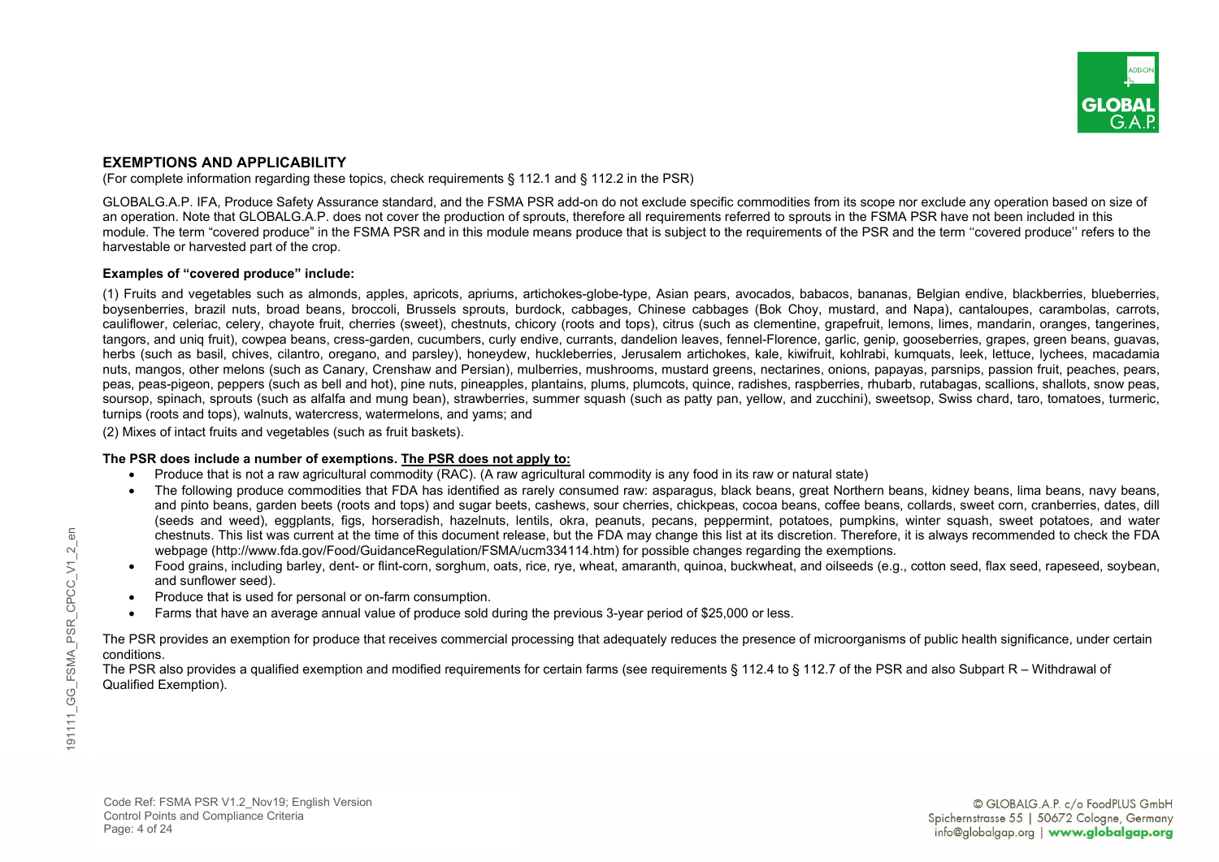## EXEMPTIONS AND APPLICABILITY

(For complete information regarding these topics, check requirements § 112.1 and § 112.2 in the PSR)

GLOBALG.A.P. IFA, Produce Safety Assurance standard, and the FSMA PSR add-on do not exclude specific commodities from its scope nor exclude any operation based on size of an operation. Note that GLOBALG.A.P. does not cover the production of sprouts, therefore all requirements referred to sprouts in the FSMA PSR have not been included in this module. The term "covered produce" in the FSMA PSR and in this module means produce that is subject to the requirements of the PSR and the term ''covered produce'' refers to the harvestable or harvested part of the crop.

**Examples of "covered produce" include:**

(1) Fruits and vegetables such as almonds, apples, apricots, apriums, artichokes-globe-type, Asian pears, avocados, babacos, bananas, Belgian endive, blackberries, blueberries, boysenberries, brazil nuts, broad beans, broccoli, Brussels sprouts, burdock, cabbages, Chinese cabbages (Bok Choy, mustard, and Napa), cantaloupes, carambolas, carrots, cauliflower, celeriac, celery, chayote fruit, cherries (sweet), chestnuts, chicory (roots and tops), citrus (such as clementine, grapefruit, lemons, limes, mandarin, oranges, tangerines, tangors, and uniq fruit), cowpea beans, cress-garden, cucumbers, curly endive, currants, dandelion leaves, fennel-Florence, garlic, genip, gooseberries, grapes, green beans, guavas, herbs (such as basil, chives, cilantro, oregano, and parsley), honeydew, huckleberries, Jerusalem artichokes, kale, kiwifruit, kohlrabi, kumquats, leek, lettuce, lychees, macadamia nuts, mangos, other melons (such as Canary, Crenshaw and Persian), mulberries, mushrooms, mustard greens, nectarines, onions, papayas, parsnips, passion fruit, peaches, pears, peas, peas-pigeon, peppers (such as bell and hot), pine nuts, pineapples, plantains, plums, plumcots, quince, radishes, raspberries, rhubarb, rutabagas, scallions, shallots, snow peas, soursop, spinach, sprouts (such as alfalfa and mung bean), strawberries, summer squash (such as patty pan, yellow, and zucchini), sweetsop, Swiss chard, taro, tomatoes, turmeric, turnips (roots and tops), walnuts, watercress, watermelons, and yams; and

(2) Mixes of intact fruits and vegetables (such as fruit baskets).

**The PSR does include a number of exemptions. The PSR does not apply to:**

- Produce that is not a raw agricultural commodity (RAC). (A raw agricultural commodity is any food in its raw or natural state)
- The following produce commodities that FDA has identified as rarely consumed raw: asparagus, black beans, great Northern beans, kidney beans, lima beans, navy beans, and pinto beans, garden beets (roots and tops) and sugar beets, cashews, sour cherries, chickpeas, cocoa beans, coffee beans, collards, sweet corn, cranberries, dates, dill (seeds and weed), eggplants, figs, horseradish, hazelnuts, lentils, okra, peanuts, pecans, peppermint, potatoes, pumpkins, winter squash, sweet potatoes, and water chestnuts. This list was current at the time of this document release, but the FDA may change this list at its discretion. Therefore, it is always recommended to check the FDA webpage (http://www.fda.gov/Food/GuidanceRegulation/FSMA/ucm334114.htm) for possible changes regarding the exemptions.
- Food grains, including barley, dent- or flint-corn, sorghum, oats, rice, rye, wheat, amaranth, quinoa, buckwheat, and oilseeds (e.g., cotton seed, flax seed, rapeseed, soybean, and sunflower seed).
- Produce that is used for personal or on-farm consumption.
- Farms that have an average annual value of produce sold during the previous 3-year period of $25,000 or less.

The PSR provides an exemption for produce that receives commercial processing that adequately reduces the presence of microorganisms of public health significance, under certain conditions.

The PSR also provides a qualified exemption and modified requirements for certain farms (see requirements § 112.4 to § 112.7 of the PSR and also Subpart R – Withdrawal of Qualified Exemption).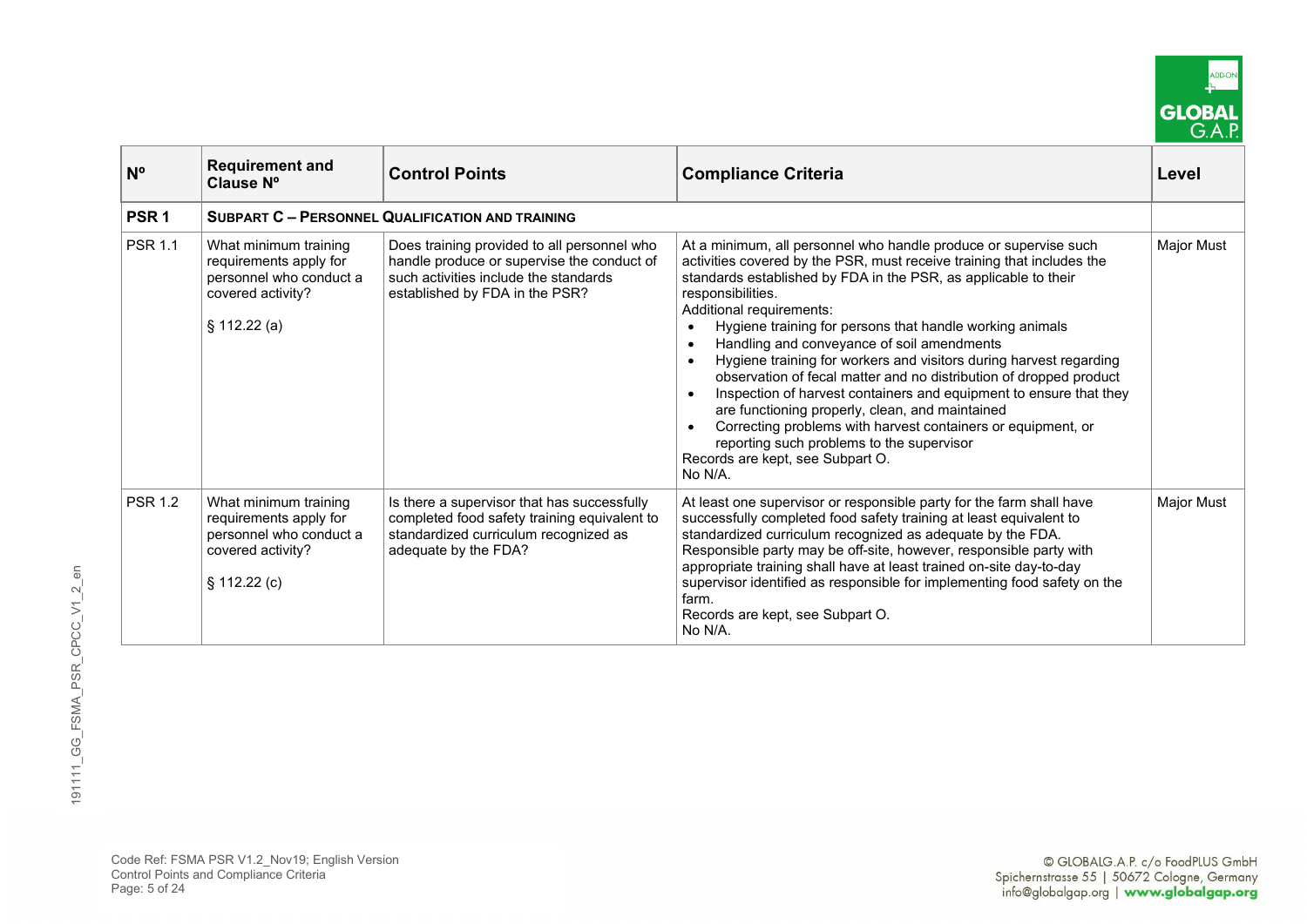| Nº | Requirement and Clause Nº | Control Points | Compliance Criteria | Level |
|---|---|---|---|---|
| **PSR 1** | **SUBPART C – PERSONNEL QUALIFICATION AND TRAINING** | | | |
| PSR 1.1 | What minimum training requirements apply for personnel who conduct a covered activity?<br><br>§ 112.22 (a) | Does training provided to all personnel who handle produce or supervise the conduct of such activities include the standards established by FDA in the PSR? | At a minimum, all personnel who handle produce or supervise such activities covered by the PSR, must receive training that includes the standards established by FDA in the PSR, as applicable to their responsibilities.<br>Additional requirements:<br>• Hygiene training for persons that handle working animals<br>• Handling and conveyance of soil amendments<br>• Hygiene training for workers and visitors during harvest regarding observation of fecal matter and no distribution of dropped product<br>• Inspection of harvest containers and equipment to ensure that they are functioning properly, clean, and maintained<br>• Correcting problems with harvest containers or equipment, or reporting such problems to the supervisor<br>Records are kept, see Subpart O.<br>No N/A. | Major Must |
| PSR 1.2 | What minimum training requirements apply for personnel who conduct a covered activity?<br><br>§ 112.22 (c) | Is there a supervisor that has successfully completed food safety training equivalent to standardized curriculum recognized as adequate by the FDA? | At least one supervisor or responsible party for the farm shall have successfully completed food safety training at least equivalent to standardized curriculum recognized as adequate by the FDA.<br>Responsible party may be off-site, however, responsible party with appropriate training shall have at least trained on-site day-to-day supervisor identified as responsible for implementing food safety on the farm.<br>Records are kept, see Subpart O.<br>No N/A. | Major Must |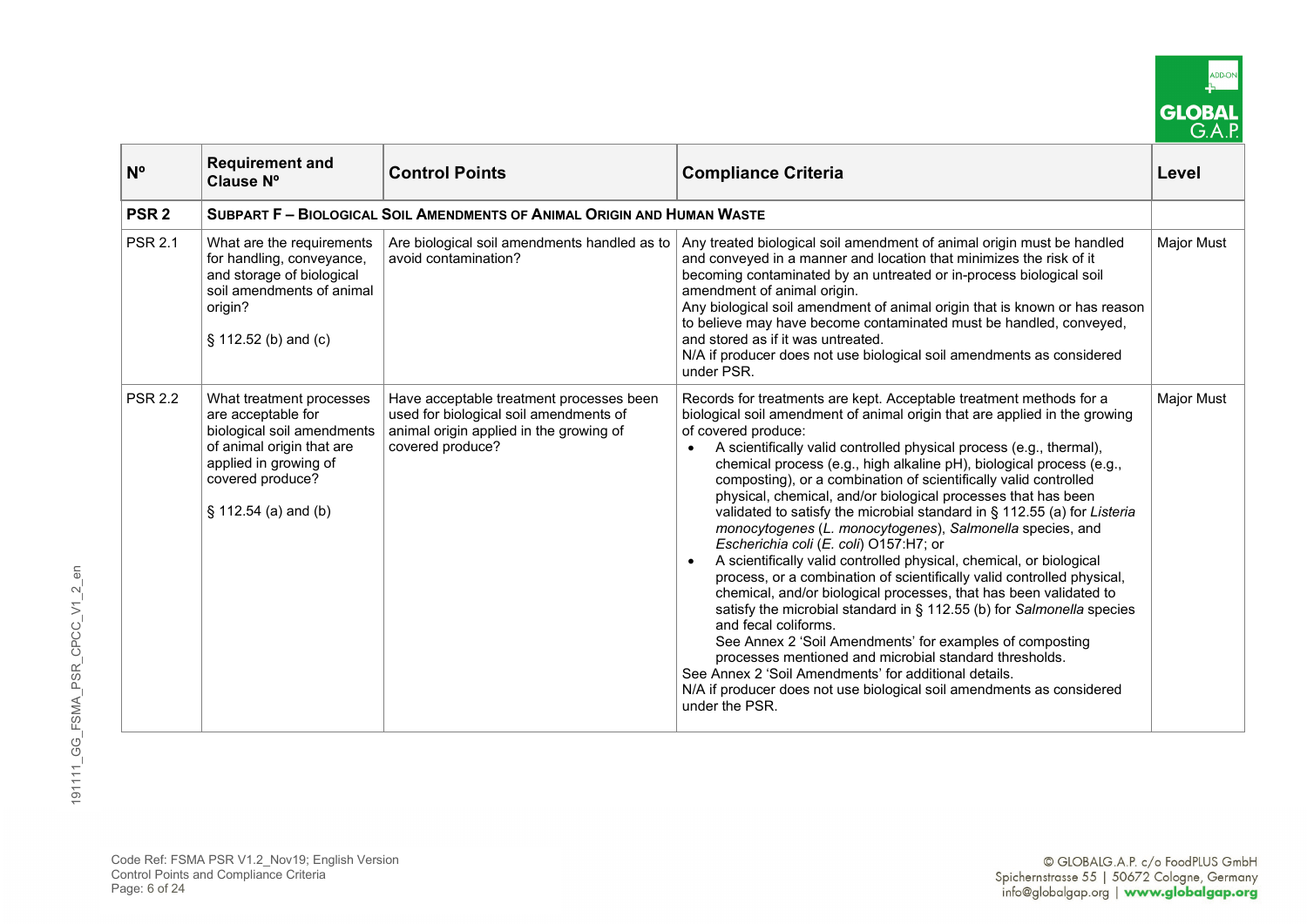| Nº | Requirement and Clause Nº | Control Points | Compliance Criteria | Level |
|---|---|---|---|---|
| **PSR 2** | **SUBPART F – BIOLOGICAL SOIL AMENDMENTS OF ANIMAL ORIGIN AND HUMAN WASTE** | | | |
| PSR 2.1 | What are the requirements for handling, conveyance, and storage of biological soil amendments of animal origin?<br><br>§ 112.52 (b) and (c) | Are biological soil amendments handled as to avoid contamination? | Any treated biological soil amendment of animal origin must be handled and conveyed in a manner and location that minimizes the risk of it becoming contaminated by an untreated or in-process biological soil amendment of animal origin.<br>Any biological soil amendment of animal origin that is known or has reason to believe may have become contaminated must be handled, conveyed, and stored as if it was untreated.<br>N/A if producer does not use biological soil amendments as considered under PSR. | Major Must |
| PSR 2.2 | What treatment processes are acceptable for biological soil amendments of animal origin that are applied in growing of covered produce?<br><br>§ 112.54 (a) and (b) | Have acceptable treatment processes been used for biological soil amendments of animal origin applied in the growing of covered produce? | Records for treatments are kept. Acceptable treatment methods for a biological soil amendment of animal origin that are applied in the growing of covered produce:<br>• A scientifically valid controlled physical process (e.g., thermal), chemical process (e.g., high alkaline pH), biological process (e.g., composting), or a combination of scientifically valid controlled physical, chemical, and/or biological processes that has been validated to satisfy the microbial standard in § 112.55 (a) for *Listeria monocytogenes* (*L. monocytogenes*), *Salmonella* species, and *Escherichia coli* (*E. coli*) O157:H7; or<br>• A scientifically valid controlled physical, chemical, or biological process, or a combination of scientifically valid controlled physical, chemical, and/or biological processes, that has been validated to satisfy the microbial standard in § 112.55 (b) for *Salmonella* species and fecal coliforms.<br>See Annex 2 'Soil Amendments' for examples of composting processes mentioned and microbial standard thresholds.<br>See Annex 2 'Soil Amendments' for additional details.<br>N/A if producer does not use biological soil amendments as considered under the PSR. | Major Must |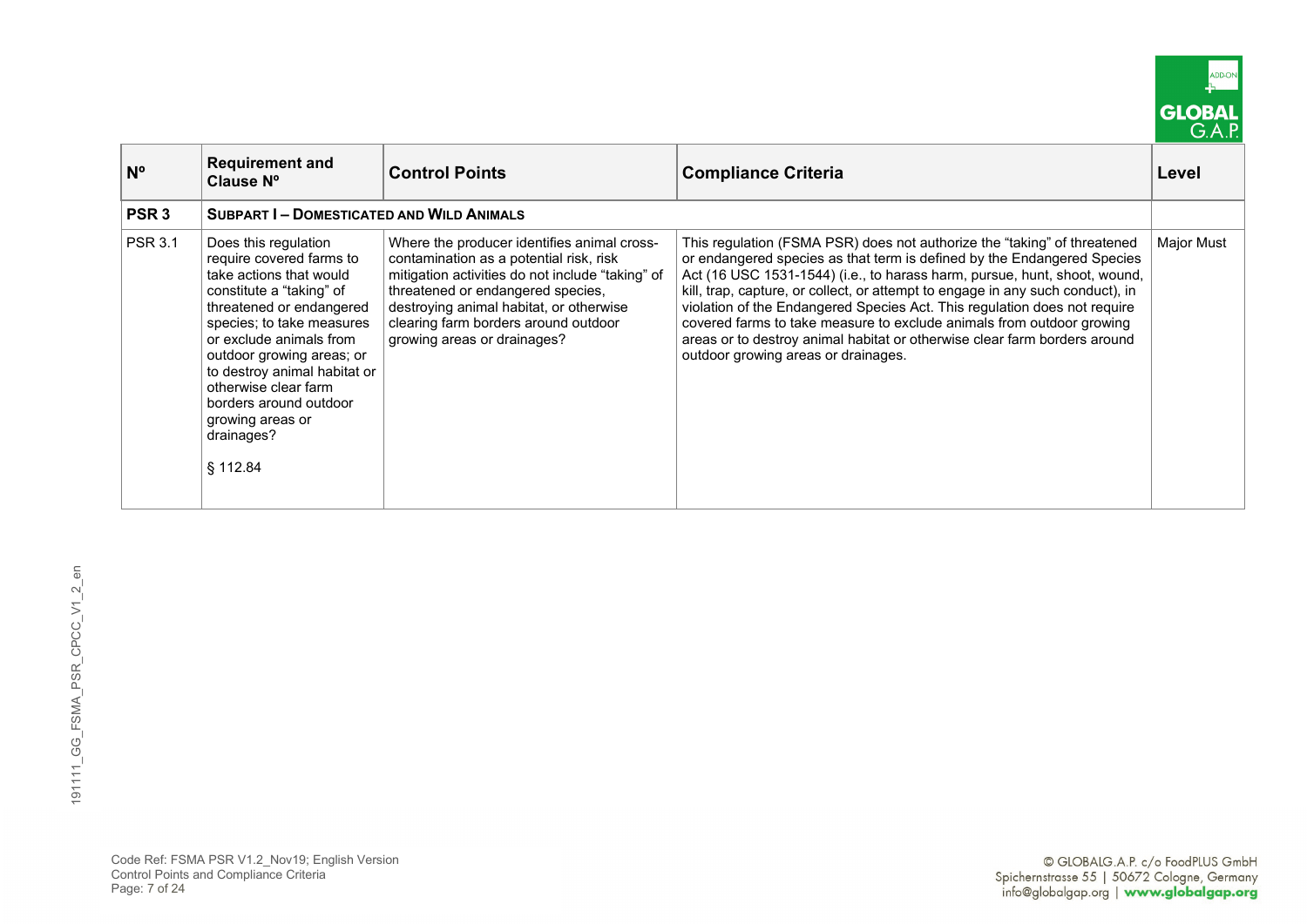| Nº | Requirement and Clause Nº | Control Points | Compliance Criteria | Level |
|---|---|---|---|---|
| **PSR 3** | **SUBPART I – DOMESTICATED AND WILD ANIMALS** | | | |
| PSR 3.1 | Does this regulation require covered farms to take actions that would constitute a "taking" of threatened or endangered species; to take measures or exclude animals from outdoor growing areas; or to destroy animal habitat or otherwise clear farm borders around outdoor growing areas or drainages? § 112.84 | Where the producer identifies animal cross-contamination as a potential risk, risk mitigation activities do not include "taking" of threatened or endangered species, destroying animal habitat, or otherwise clearing farm borders around outdoor growing areas or drainages? | This regulation (FSMA PSR) does not authorize the "taking" of threatened or endangered species as that term is defined by the Endangered Species Act (16 USC 1531-1544) (i.e., to harass harm, pursue, hunt, shoot, wound, kill, trap, capture, or collect, or attempt to engage in any such conduct), in violation of the Endangered Species Act. This regulation does not require covered farms to take measure to exclude animals from outdoor growing areas or to destroy animal habitat or otherwise clear farm borders around outdoor growing areas or drainages. | Major Must |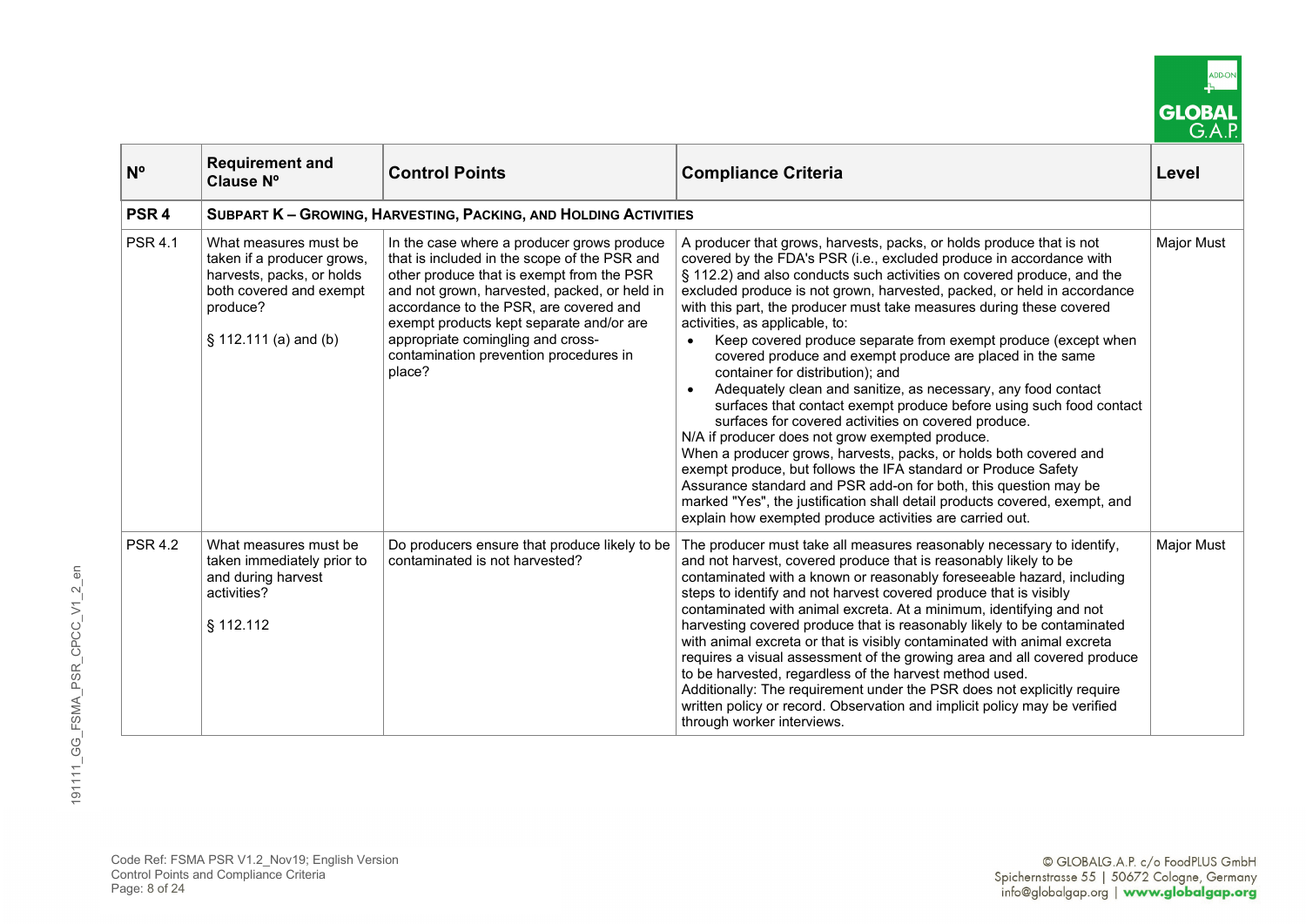| Nº | Requirement and Clause Nº | Control Points | Compliance Criteria | Level |
|---|---|---|---|---|
| **PSR 4** | **SUBPART K – GROWING, HARVESTING, PACKING, AND HOLDING ACTIVITIES** | | | |
| PSR 4.1 | What measures must be taken if a producer grows, harvests, packs, or holds both covered and exempt produce?<br><br>§ 112.111 (a) and (b) | In the case where a producer grows produce that is included in the scope of the PSR and other produce that is exempt from the PSR and not grown, harvested, packed, or held in accordance to the PSR, are covered and exempt products kept separate and/or are appropriate comingling and cross-contamination prevention procedures in place? | A producer that grows, harvests, packs, or holds produce that is not covered by the FDA's PSR (i.e., excluded produce in accordance with § 112.2) and also conducts such activities on covered produce, and the excluded produce is not grown, harvested, packed, or held in accordance with this part, the producer must take measures during these covered activities, as applicable, to:<br>• Keep covered produce separate from exempt produce (except when covered produce and exempt produce are placed in the same container for distribution); and<br>• Adequately clean and sanitize, as necessary, any food contact surfaces that contact exempt produce before using such food contact surfaces for covered activities on covered produce.<br>N/A if producer does not grow exempted produce.<br>When a producer grows, harvests, packs, or holds both covered and exempt produce, but follows the IFA standard or Produce Safety Assurance standard and PSR add-on for both, this question may be marked "Yes", the justification shall detail products covered, exempt, and explain how exempted produce activities are carried out. | Major Must |
| PSR 4.2 | What measures must be taken immediately prior to and during harvest activities?<br><br>§ 112.112 | Do producers ensure that produce likely to be contaminated is not harvested? | The producer must take all measures reasonably necessary to identify, and not harvest, covered produce that is reasonably likely to be contaminated with a known or reasonably foreseeable hazard, including steps to identify and not harvest covered produce that is visibly contaminated with animal excreta. At a minimum, identifying and not harvesting covered produce that is reasonably likely to be contaminated with animal excreta or that is visibly contaminated with animal excreta requires a visual assessment of the growing area and all covered produce to be harvested, regardless of the harvest method used.<br>Additionally: The requirement under the PSR does not explicitly require written policy or record. Observation and implicit policy may be verified through worker interviews. | Major Must |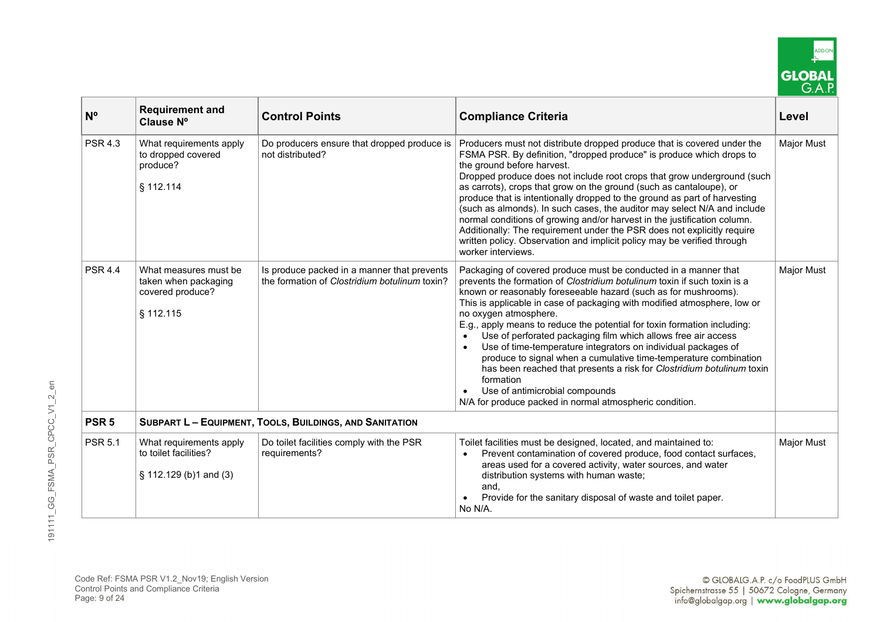| Nº | Requirement and Clause Nº | Control Points | Compliance Criteria | Level |
|---|---|---|---|---|
| PSR 4.3 | What requirements apply to dropped covered produce?<br><br>§ 112.114 | Do producers ensure that dropped produce is not distributed? | Producers must not distribute dropped produce that is covered under the FSMA PSR. By definition, "dropped produce" is produce which drops to the ground before harvest.<br>Dropped produce does not include root crops that grow underground (such as carrots), crops that grow on the ground (such as cantaloupe), or produce that is intentionally dropped to the ground as part of harvesting (such as almonds). In such cases, the auditor may select N/A and include normal conditions of growing and/or harvest in the justification column.<br>Additionally: The requirement under the PSR does not explicitly require written policy. Observation and implicit policy may be verified through worker interviews. | Major Must |
| PSR 4.4 | What measures must be taken when packaging covered produce?<br><br>§ 112.115 | Is produce packed in a manner that prevents the formation of *Clostridium botulinum* toxin? | Packaging of covered produce must be conducted in a manner that prevents the formation of *Clostridium botulinum* toxin if such toxin is a known or reasonably foreseeable hazard (such as for mushrooms).<br>This is applicable in case of packaging with modified atmosphere, low or no oxygen atmosphere.<br>E.g., apply means to reduce the potential for toxin formation including:<br>• Use of perforated packaging film which allows free air access<br>• Use of time-temperature integrators on individual packages of produce to signal when a cumulative time-temperature combination has been reached that presents a risk for *Clostridium botulinum* toxin formation<br>• Use of antimicrobial compounds<br>N/A for produce packed in normal atmospheric condition. | Major Must |
| **PSR 5** | **SUBPART L – EQUIPMENT, TOOLS, BUILDINGS, AND SANITATION** | | | |
| PSR 5.1 | What requirements apply to toilet facilities?<br><br>§ 112.129 (b)1 and (3) | Do toilet facilities comply with the PSR requirements? | Toilet facilities must be designed, located, and maintained to:<br>• Prevent contamination of covered produce, food contact surfaces, areas used for a covered activity, water sources, and water distribution systems with human waste;<br>and,<br>• Provide for the sanitary disposal of waste and toilet paper.<br>No N/A. | Major Must |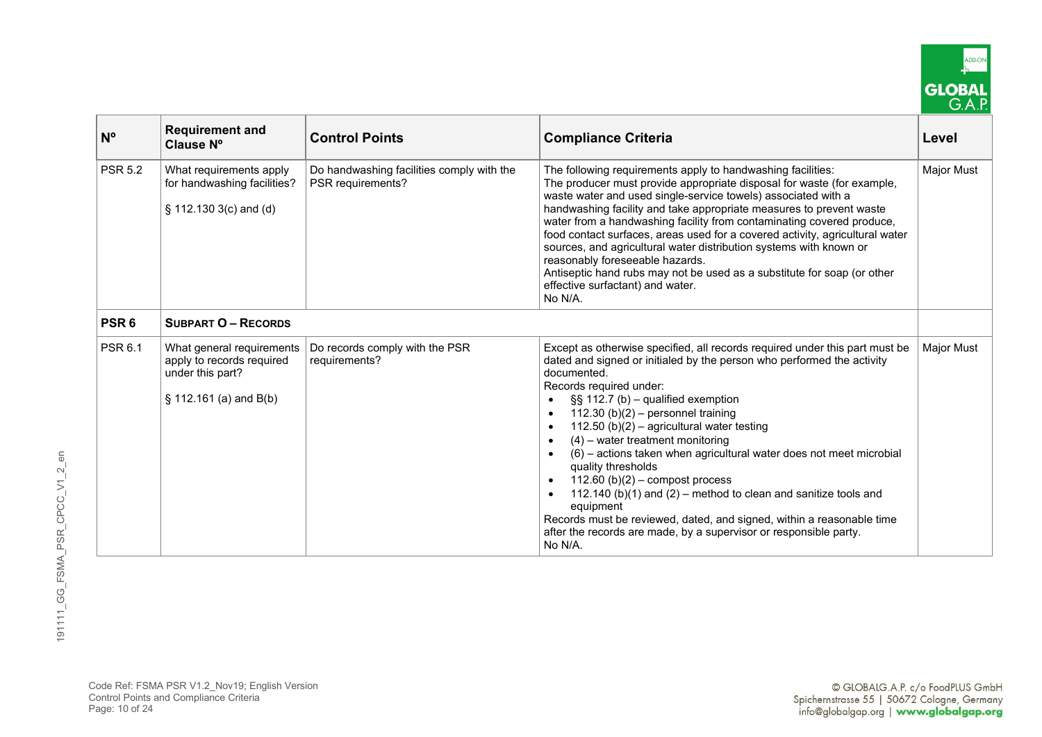| Nº | Requirement and Clause Nº | Control Points | Compliance Criteria | Level |
|---|---|---|---|---|
| PSR 5.2 | What requirements apply for handwashing facilities?<br><br>§ 112.130 3(c) and (d) | Do handwashing facilities comply with the PSR requirements? | The following requirements apply to handwashing facilities:<br>The producer must provide appropriate disposal for waste (for example, waste water and used single-service towels) associated with a handwashing facility and take appropriate measures to prevent waste water from a handwashing facility from contaminating covered produce, food contact surfaces, areas used for a covered activity, agricultural water sources, and agricultural water distribution systems with known or reasonably foreseeable hazards.<br>Antiseptic hand rubs may not be used as a substitute for soap (or other effective surfactant) and water.<br>No N/A. | Major Must |
| **PSR 6** | **SUBPART O – RECORDS** | | | |
| PSR 6.1 | What general requirements apply to records required under this part?<br><br>§ 112.161 (a) and B(b) | Do records comply with the PSR requirements? | Except as otherwise specified, all records required under this part must be dated and signed or initialed by the person who performed the activity documented.<br>Records required under:<br>• §§ 112.7 (b) – qualified exemption<br>• 112.30 (b)(2) – personnel training<br>• 112.50 (b)(2) – agricultural water testing<br>• (4) – water treatment monitoring<br>• (6) – actions taken when agricultural water does not meet microbial quality thresholds<br>• 112.60 (b)(2) – compost process<br>• 112.140 (b)(1) and (2) – method to clean and sanitize tools and equipment<br>Records must be reviewed, dated, and signed, within a reasonable time after the records are made, by a supervisor or responsible party.<br>No N/A. | Major Must |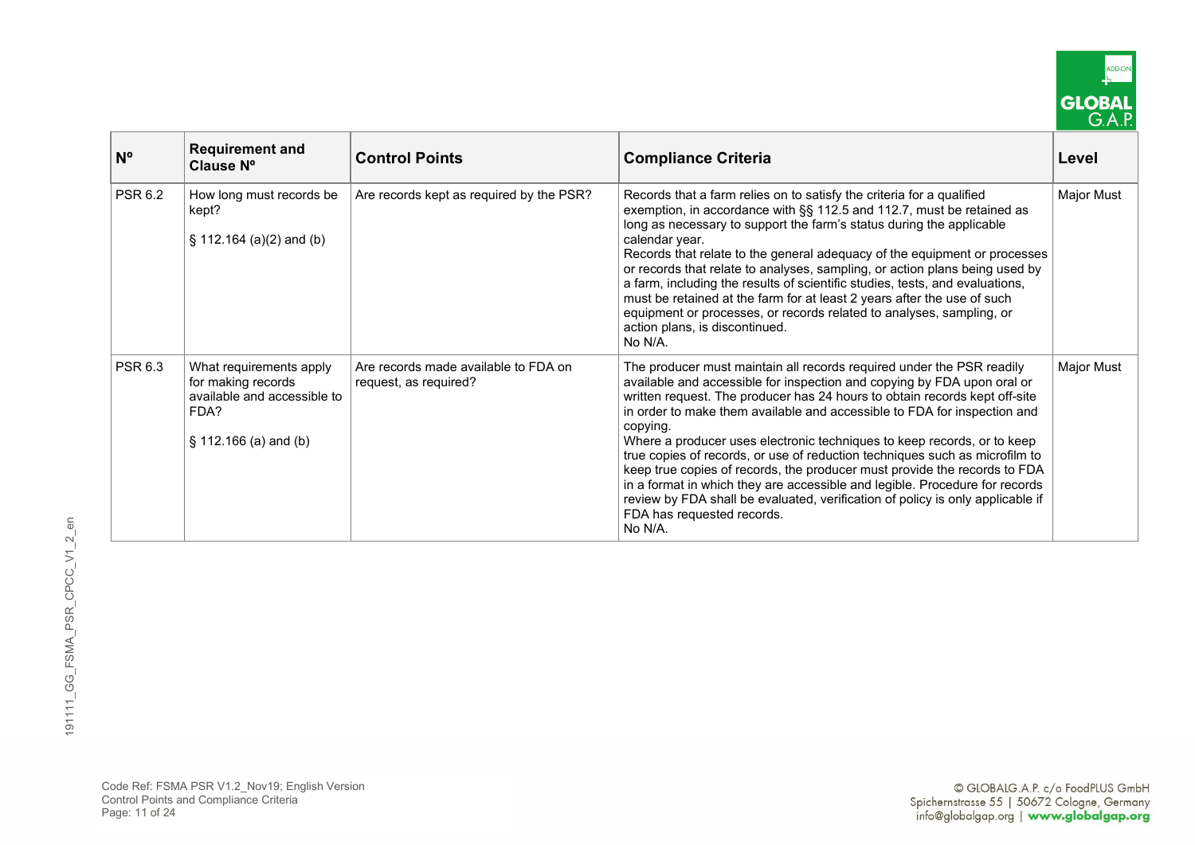| Nº | Requirement and Clause Nº | Control Points | Compliance Criteria | Level |
|---|---|---|---|---|
| PSR 6.2 | How long must records be kept?<br><br>§ 112.164 (a)(2) and (b) | Are records kept as required by the PSR? | Records that a farm relies on to satisfy the criteria for a qualified exemption, in accordance with §§ 112.5 and 112.7, must be retained as long as necessary to support the farm's status during the applicable calendar year.<br>Records that relate to the general adequacy of the equipment or processes or records that relate to analyses, sampling, or action plans being used by a farm, including the results of scientific studies, tests, and evaluations, must be retained at the farm for at least 2 years after the use of such equipment or processes, or records related to analyses, sampling, or action plans, is discontinued.<br>No N/A. | Major Must |
| PSR 6.3 | What requirements apply for making records available and accessible to FDA?<br><br>§ 112.166 (a) and (b) | Are records made available to FDA on request, as required? | The producer must maintain all records required under the PSR readily available and accessible for inspection and copying by FDA upon oral or written request. The producer has 24 hours to obtain records kept off-site in order to make them available and accessible to FDA for inspection and copying.<br>Where a producer uses electronic techniques to keep records, or to keep true copies of records, or use of reduction techniques such as microfilm to keep true copies of records, the producer must provide the records to FDA in a format in which they are accessible and legible. Procedure for records review by FDA shall be evaluated, verification of policy is only applicable if FDA has requested records.<br>No N/A. | Major Must |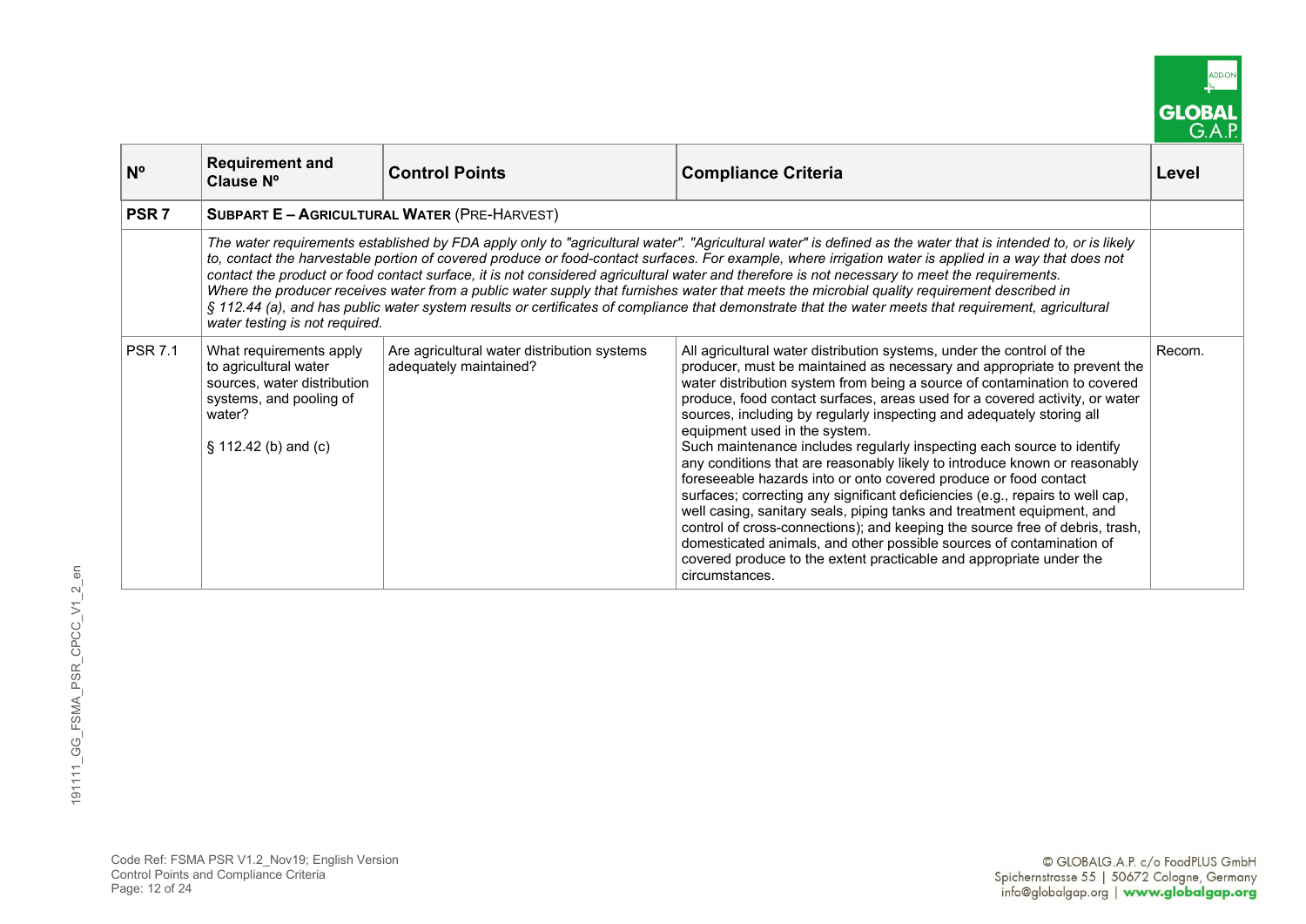| Nº | Requirement and Clause Nº | Control Points | Compliance Criteria | Level |
|---|---|---|---|---|
| **PSR 7** | **SUBPART E – AGRICULTURAL WATER** (PRE-HARVEST) | | | |
| | *The water requirements established by FDA apply only to "agricultural water". "Agricultural water" is defined as the water that is intended to, or is likely to, contact the harvestable portion of covered produce or food-contact surfaces. For example, where irrigation water is applied in a way that does not contact the product or food contact surface, it is not considered agricultural water and therefore is not necessary to meet the requirements. Where the producer receives water from a public water supply that furnishes water that meets the microbial quality requirement described in § 112.44 (a), and has public water system results or certificates of compliance that demonstrate that the water meets that requirement, agricultural water testing is not required.* | | | |
| PSR 7.1 | What requirements apply to agricultural water sources, water distribution systems, and pooling of water?<br><br>§ 112.42 (b) and (c) | Are agricultural water distribution systems adequately maintained? | All agricultural water distribution systems, under the control of the producer, must be maintained as necessary and appropriate to prevent the water distribution system from being a source of contamination to covered produce, food contact surfaces, areas used for a covered activity, or water sources, including by regularly inspecting and adequately storing all equipment used in the system.<br>Such maintenance includes regularly inspecting each source to identify any conditions that are reasonably likely to introduce known or reasonably foreseeable hazards into or onto covered produce or food contact surfaces; correcting any significant deficiencies (e.g., repairs to well cap, well casing, sanitary seals, piping tanks and treatment equipment, and control of cross-connections); and keeping the source free of debris, trash, domesticated animals, and other possible sources of contamination of covered produce to the extent practicable and appropriate under the circumstances. | Recom. |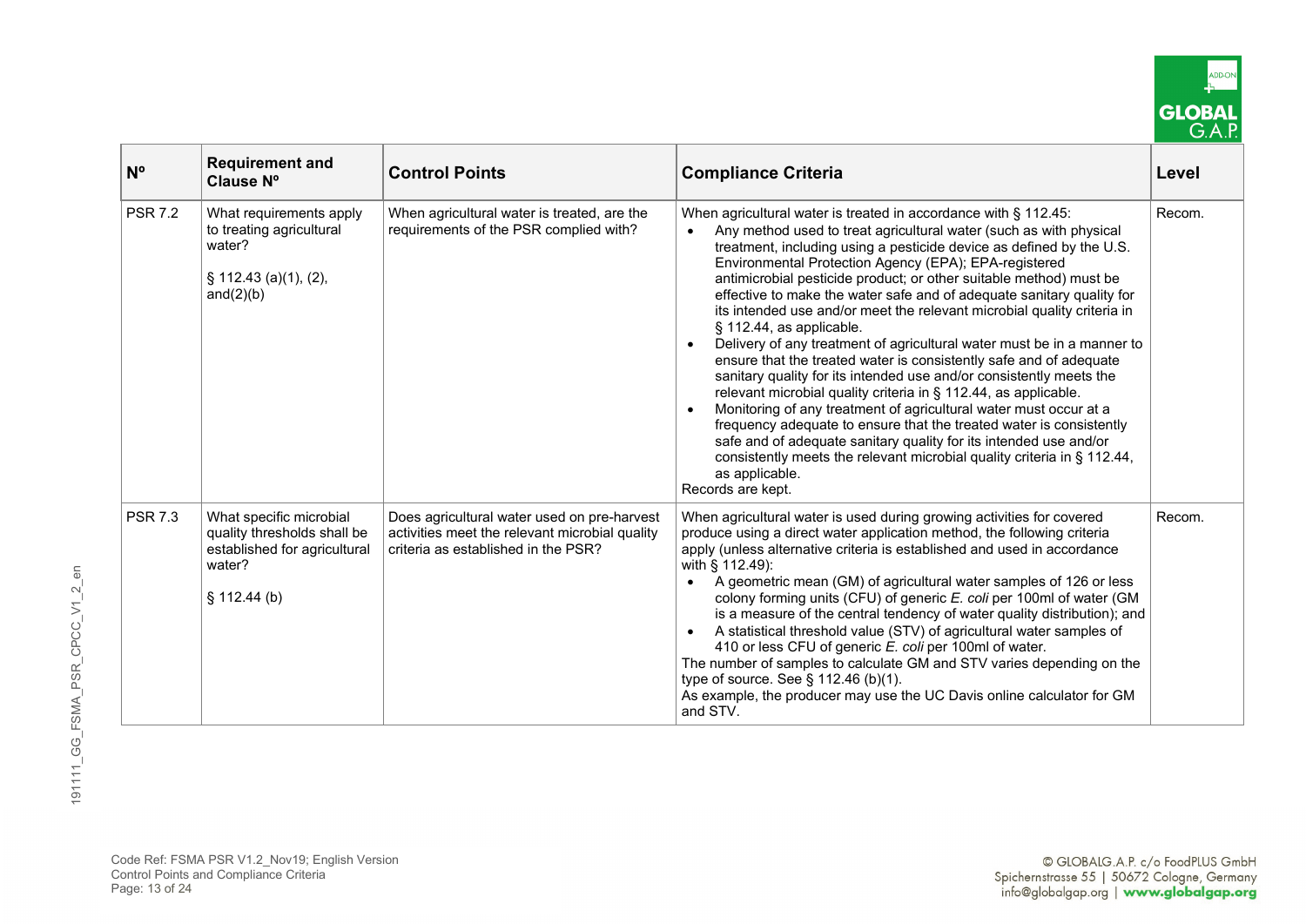| Nº | Requirement and Clause Nº | Control Points | Compliance Criteria | Level |
|---|---|---|---|---|
| PSR 7.2 | What requirements apply to treating agricultural water?<br><br>§ 112.43 (a)(1), (2), and(2)(b) | When agricultural water is treated, are the requirements of the PSR complied with? | When agricultural water is treated in accordance with § 112.45:<br>• Any method used to treat agricultural water (such as with physical treatment, including using a pesticide device as defined by the U.S. Environmental Protection Agency (EPA); EPA-registered antimicrobial pesticide product; or other suitable method) must be effective to make the water safe and of adequate sanitary quality for its intended use and/or meet the relevant microbial quality criteria in § 112.44, as applicable.<br>• Delivery of any treatment of agricultural water must be in a manner to ensure that the treated water is consistently safe and of adequate sanitary quality for its intended use and/or consistently meets the relevant microbial quality criteria in § 112.44, as applicable.<br>• Monitoring of any treatment of agricultural water must occur at a frequency adequate to ensure that the treated water is consistently safe and of adequate sanitary quality for its intended use and/or consistently meets the relevant microbial quality criteria in § 112.44, as applicable.<br>Records are kept. | Recom. |
| PSR 7.3 | What specific microbial quality thresholds shall be established for agricultural water?<br><br>§ 112.44 (b) | Does agricultural water used on pre-harvest activities meet the relevant microbial quality criteria as established in the PSR? | When agricultural water is used during growing activities for covered produce using a direct water application method, the following criteria apply (unless alternative criteria is established and used in accordance with § 112.49):<br>• A geometric mean (GM) of agricultural water samples of 126 or less colony forming units (CFU) of generic *E. coli* per 100ml of water (GM is a measure of the central tendency of water quality distribution); and<br>• A statistical threshold value (STV) of agricultural water samples of 410 or less CFU of generic *E. coli* per 100ml of water.<br>The number of samples to calculate GM and STV varies depending on the type of source. See § 112.46 (b)(1).<br>As example, the producer may use the UC Davis online calculator for GM and STV. | Recom. |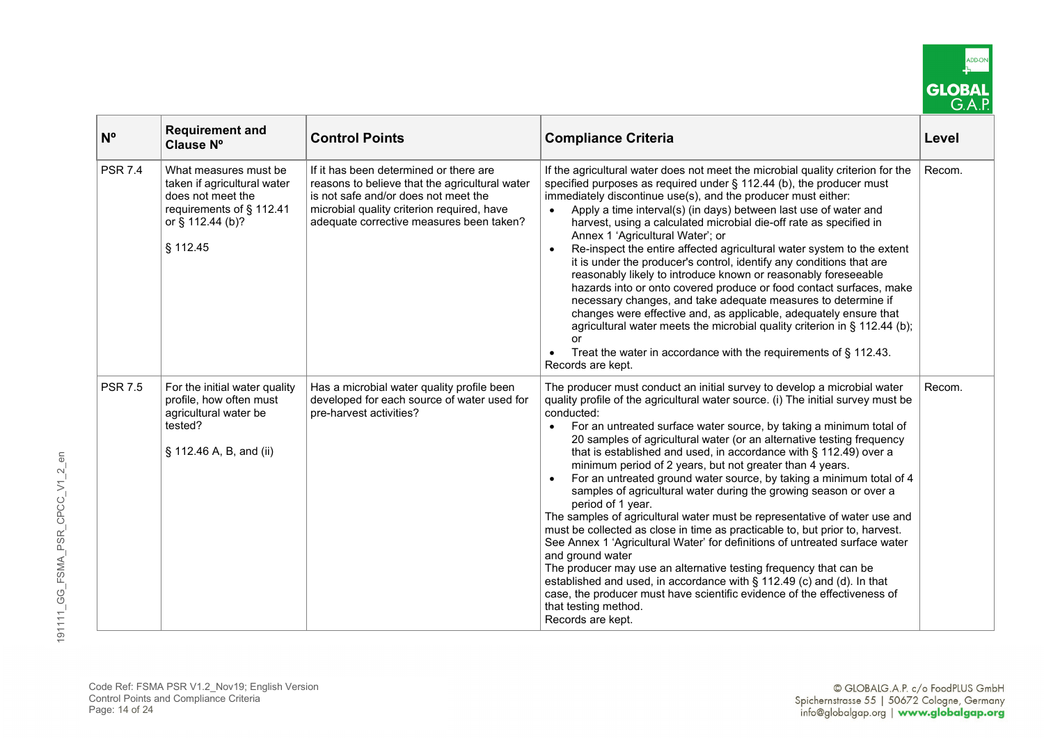| Nº | Requirement and Clause Nº | Control Points | Compliance Criteria | Level |
|---|---|---|---|---|
| PSR 7.4 | What measures must be taken if agricultural water does not meet the requirements of § 112.41 or § 112.44 (b)?<br><br>§ 112.45 | If it has been determined or there are reasons to believe that the agricultural water is not safe and/or does not meet the microbial quality criterion required, have adequate corrective measures been taken? | If the agricultural water does not meet the microbial quality criterion for the specified purposes as required under § 112.44 (b), the producer must immediately discontinue use(s), and the producer must either:<br>• Apply a time interval(s) (in days) between last use of water and harvest, using a calculated microbial die-off rate as specified in Annex 1 'Agricultural Water'; or<br>• Re-inspect the entire affected agricultural water system to the extent it is under the producer's control, identify any conditions that are reasonably likely to introduce known or reasonably foreseeable hazards into or onto covered produce or food contact surfaces, make necessary changes, and take adequate measures to determine if changes were effective and, as applicable, adequately ensure that agricultural water meets the microbial quality criterion in § 112.44 (b); or<br>• Treat the water in accordance with the requirements of § 112.43.<br>Records are kept. | Recom. |
| PSR 7.5 | For the initial water quality profile, how often must agricultural water be tested?<br><br>§ 112.46 A, B, and (ii) | Has a microbial water quality profile been developed for each source of water used for pre-harvest activities? | The producer must conduct an initial survey to develop a microbial water quality profile of the agricultural water source. (i) The initial survey must be conducted:<br>• For an untreated surface water source, by taking a minimum total of 20 samples of agricultural water (or an alternative testing frequency that is established and used, in accordance with § 112.49) over a minimum period of 2 years, but not greater than 4 years.<br>• For an untreated ground water source, by taking a minimum total of 4 samples of agricultural water during the growing season or over a period of 1 year.<br>The samples of agricultural water must be representative of water use and must be collected as close in time as practicable to, but prior to, harvest.<br>See Annex 1 'Agricultural Water' for definitions of untreated surface water and ground water<br>The producer may use an alternative testing frequency that can be established and used, in accordance with § 112.49 (c) and (d). In that case, the producer must have scientific evidence of the effectiveness of that testing method.<br>Records are kept. | Recom. |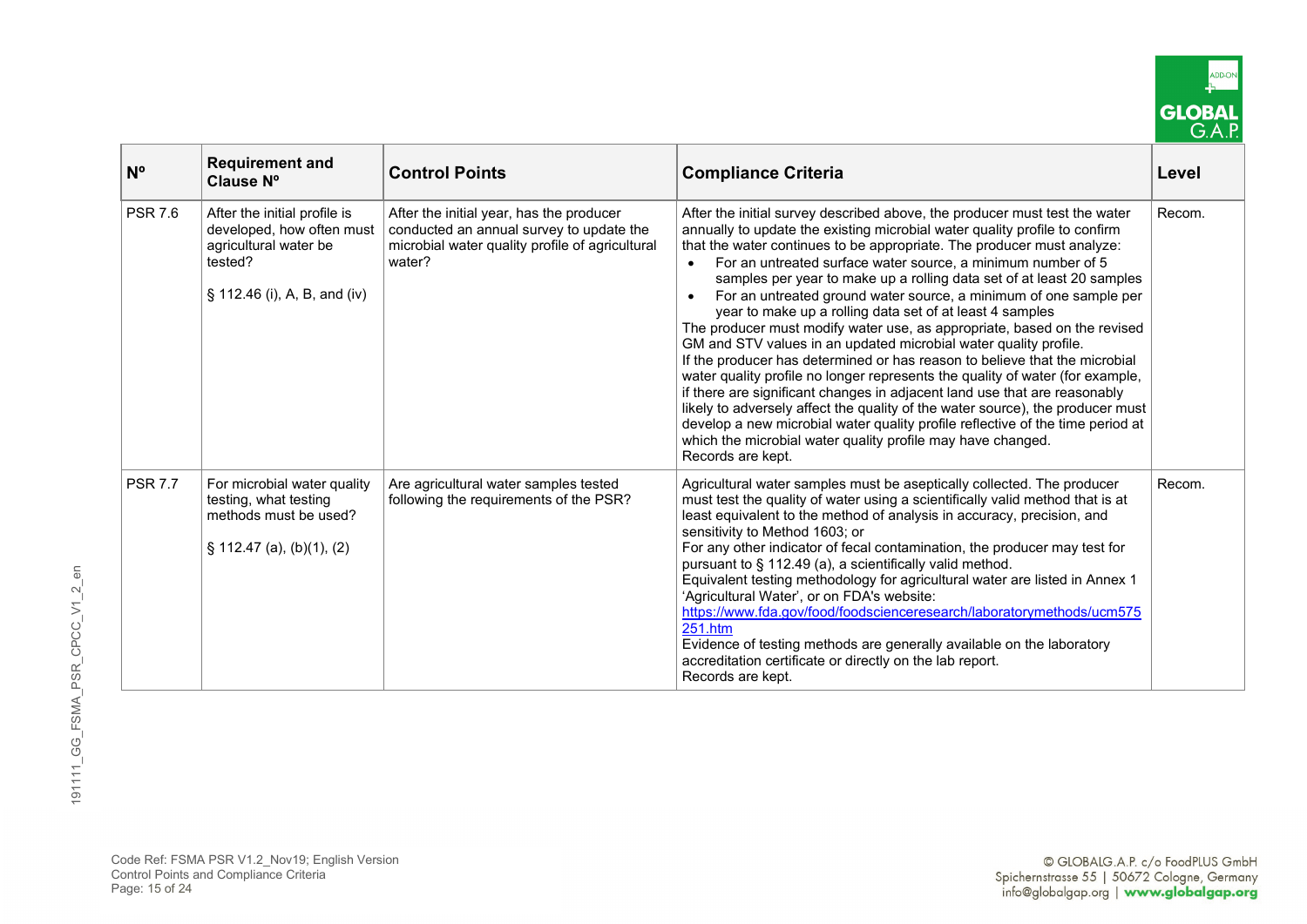| Nº | Requirement and Clause Nº | Control Points | Compliance Criteria | Level |
|---|---|---|---|---|
| PSR 7.6 | After the initial profile is developed, how often must agricultural water be tested?<br><br>§ 112.46 (i), A, B, and (iv) | After the initial year, has the producer conducted an annual survey to update the microbial water quality profile of agricultural water? | After the initial survey described above, the producer must test the water annually to update the existing microbial water quality profile to confirm that the water continues to be appropriate. The producer must analyze:<br>• For an untreated surface water source, a minimum number of 5 samples per year to make up a rolling data set of at least 20 samples<br>• For an untreated ground water source, a minimum of one sample per year to make up a rolling data set of at least 4 samples<br>The producer must modify water use, as appropriate, based on the revised GM and STV values in an updated microbial water quality profile.<br>If the producer has determined or has reason to believe that the microbial water quality profile no longer represents the quality of water (for example, if there are significant changes in adjacent land use that are reasonably likely to adversely affect the quality of the water source), the producer must develop a new microbial water quality profile reflective of the time period at which the microbial water quality profile may have changed.<br>Records are kept. | Recom. |
| PSR 7.7 | For microbial water quality testing, what testing methods must be used?<br><br>§ 112.47 (a), (b)(1), (2) | Are agricultural water samples tested following the requirements of the PSR? | Agricultural water samples must be aseptically collected. The producer must test the quality of water using a scientifically valid method that is at least equivalent to the method of analysis in accuracy, precision, and sensitivity to Method 1603; or<br>For any other indicator of fecal contamination, the producer may test for pursuant to § 112.49 (a), a scientifically valid method.<br>Equivalent testing methodology for agricultural water are listed in Annex 1 'Agricultural Water', or on FDA's website: https://www.fda.gov/food/foodscienceresearch/laboratorymethods/ucm575251.htm<br>Evidence of testing methods are generally available on the laboratory accreditation certificate or directly on the lab report.<br>Records are kept. | Recom. |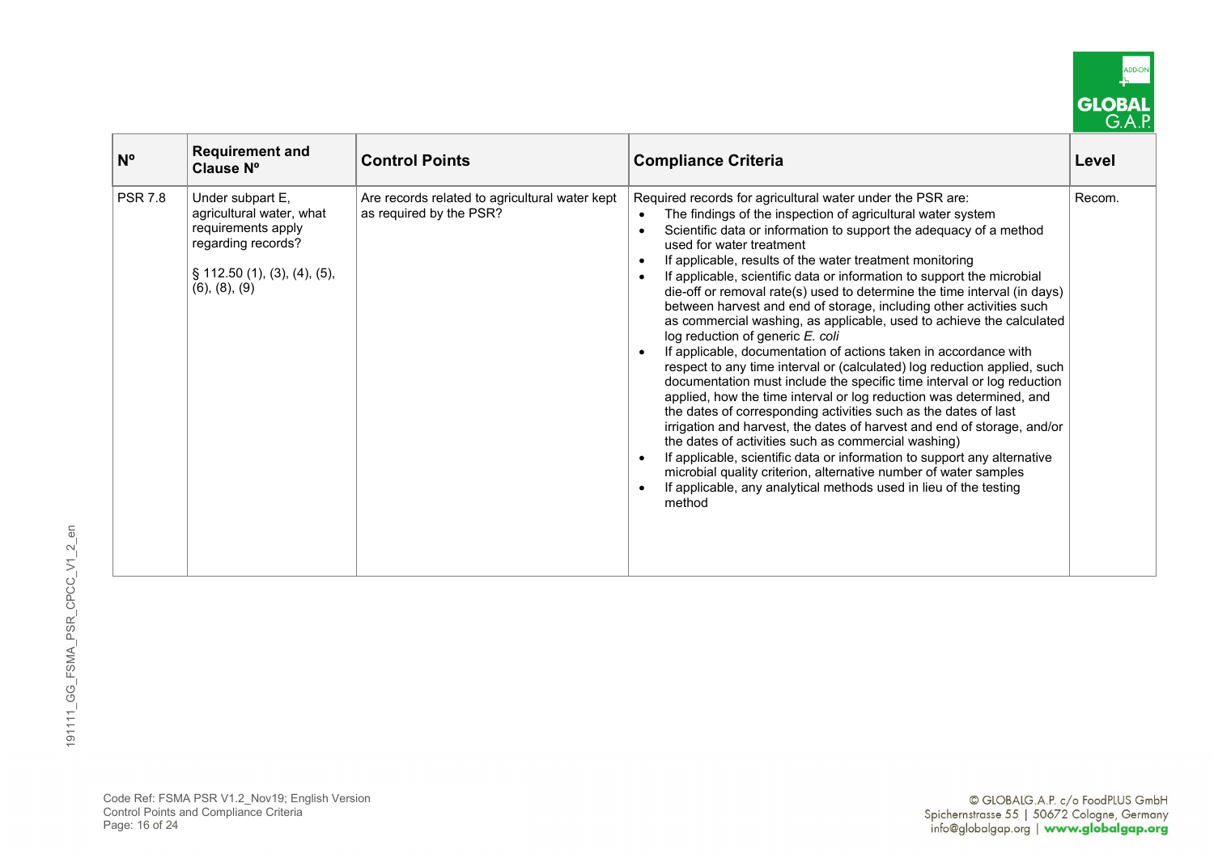| Nº | Requirement and Clause Nº | Control Points | Compliance Criteria | Level |
|---|---|---|---|---|
| PSR 7.8 | Under subpart E, agricultural water, what requirements apply regarding records?<br><br>§ 112.50 (1), (3), (4), (5), (6), (8), (9) | Are records related to agricultural water kept as required by the PSR? | Required records for agricultural water under the PSR are:<br>• The findings of the inspection of agricultural water system<br>• Scientific data or information to support the adequacy of a method used for water treatment<br>• If applicable, results of the water treatment monitoring<br>• If applicable, scientific data or information to support the microbial die-off or removal rate(s) used to determine the time interval (in days) between harvest and end of storage, including other activities such as commercial washing, as applicable, used to achieve the calculated log reduction of generic *E. coli*<br>• If applicable, documentation of actions taken in accordance with respect to any time interval or (calculated) log reduction applied, such documentation must include the specific time interval or log reduction applied, how the time interval or log reduction was determined, and the dates of corresponding activities such as the dates of last irrigation and harvest, the dates of harvest and end of storage, and/or the dates of activities such as commercial washing)<br>• If applicable, scientific data or information to support any alternative microbial quality criterion, alternative number of water samples<br>• If applicable, any analytical methods used in lieu of the testing method | Recom. |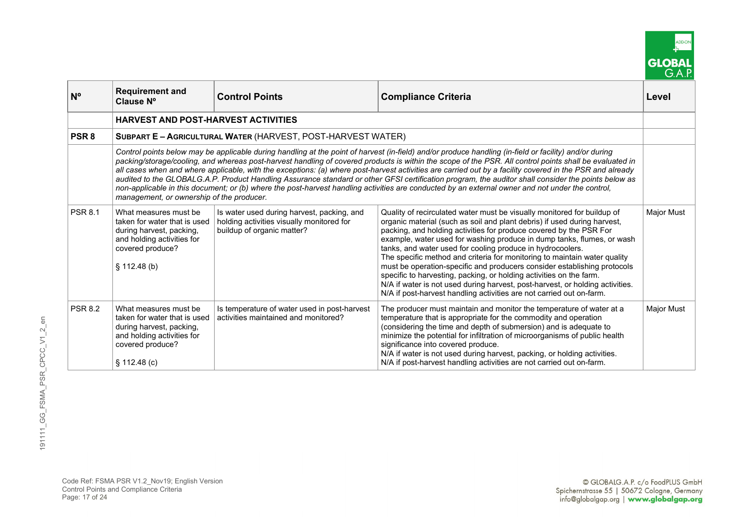| Nº | Requirement and Clause Nº | Control Points | Compliance Criteria | Level |
|---|---|---|---|---|
| | **HARVEST AND POST-HARVEST ACTIVITIES** | | | |
| **PSR 8** | **SUBPART E – AGRICULTURAL WATER** (HARVEST, POST-HARVEST WATER) | | | |
| | *Control points below may be applicable during handling at the point of harvest (in-field) and/or produce handling (in-field or facility) and/or during packing/storage/cooling, and whereas post-harvest handling of covered products is within the scope of the PSR. All control points shall be evaluated in all cases when and where applicable, with the exceptions: (a) where post-harvest activities are carried out by a facility covered in the PSR and already audited to the GLOBALG.A.P. Product Handling Assurance standard or other GFSI certification program, the auditor shall consider the points below as non-applicable in this document; or (b) where the post-harvest handling activities are conducted by an external owner and not under the control, management, or ownership of the producer.* | | | |
| PSR 8.1 | What measures must be taken for water that is used during harvest, packing, and holding activities for covered produce?<br><br>§ 112.48 (b) | Is water used during harvest, packing, and holding activities visually monitored for buildup of organic matter? | Quality of recirculated water must be visually monitored for buildup of organic material (such as soil and plant debris) if used during harvest, packing, and holding activities for produce covered by the PSR For example, water used for washing produce in dump tanks, flumes, or wash tanks, and water used for cooling produce in hydrocoolers.<br>The specific method and criteria for monitoring to maintain water quality must be operation-specific and producers consider establishing protocols specific to harvesting, packing, or holding activities on the farm.<br>N/A if water is not used during harvest, post-harvest, or holding activities.<br>N/A if post-harvest handling activities are not carried out on-farm. | Major Must |
| PSR 8.2 | What measures must be taken for water that is used during harvest, packing, and holding activities for covered produce?<br><br>§ 112.48 (c) | Is temperature of water used in post-harvest activities maintained and monitored? | The producer must maintain and monitor the temperature of water at a temperature that is appropriate for the commodity and operation (considering the time and depth of submersion) and is adequate to minimize the potential for infiltration of microorganisms of public health significance into covered produce.<br>N/A if water is not used during harvest, packing, or holding activities.<br>N/A if post-harvest handling activities are not carried out on-farm. | Major Must |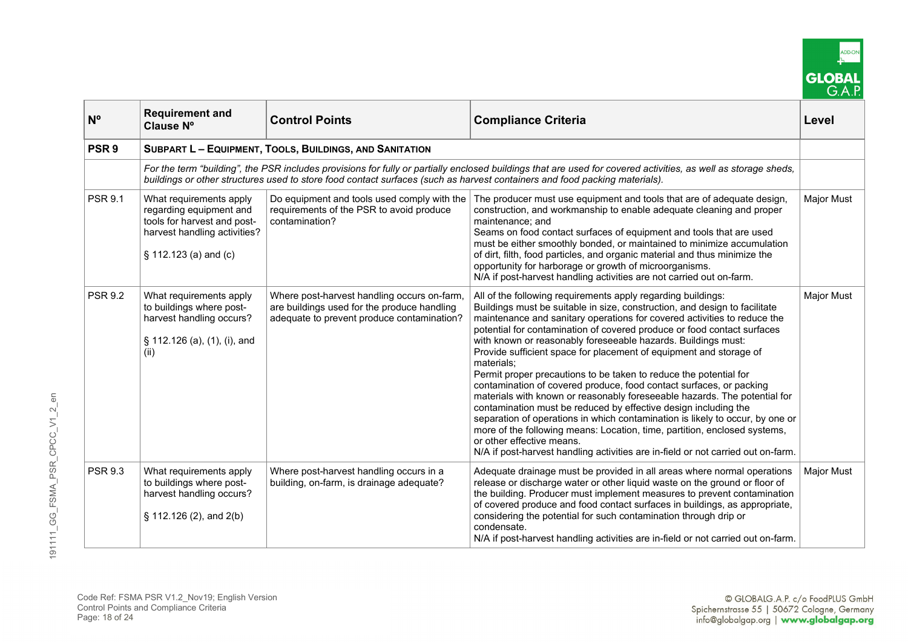| Nº | Requirement and Clause Nº | Control Points | Compliance Criteria | Level |
|---|---|---|---|---|
| **PSR 9** | **SUBPART L – EQUIPMENT, TOOLS, BUILDINGS, AND SANITATION** | | | |
| | *For the term "building", the PSR includes provisions for fully or partially enclosed buildings that are used for covered activities, as well as storage sheds, buildings or other structures used to store food contact surfaces (such as harvest containers and food packing materials).* | | | |
| PSR 9.1 | What requirements apply regarding equipment and tools for harvest and post-harvest handling activities?<br><br>§ 112.123 (a) and (c) | Do equipment and tools used comply with the requirements of the PSR to avoid produce contamination? | The producer must use equipment and tools that are of adequate design, construction, and workmanship to enable adequate cleaning and proper maintenance; and<br>Seams on food contact surfaces of equipment and tools that are used must be either smoothly bonded, or maintained to minimize accumulation of dirt, filth, food particles, and organic material and thus minimize the opportunity for harborage or growth of microorganisms.<br>N/A if post-harvest handling activities are not carried out on-farm. | Major Must |
| PSR 9.2 | What requirements apply to buildings where post-harvest handling occurs?<br><br>§ 112.126 (a), (1), (i), and (ii) | Where post-harvest handling occurs on-farm, are buildings used for the produce handling adequate to prevent produce contamination? | All of the following requirements apply regarding buildings:<br>Buildings must be suitable in size, construction, and design to facilitate maintenance and sanitary operations for covered activities to reduce the potential for contamination of covered produce or food contact surfaces with known or reasonably foreseeable hazards. Buildings must:<br>Provide sufficient space for placement of equipment and storage of materials;<br>Permit proper precautions to be taken to reduce the potential for contamination of covered produce, food contact surfaces, or packing materials with known or reasonably foreseeable hazards. The potential for contamination must be reduced by effective design including the separation of operations in which contamination is likely to occur, by one or more of the following means: Location, time, partition, enclosed systems, or other effective means.<br>N/A if post-harvest handling activities are in-field or not carried out on-farm. | Major Must |
| PSR 9.3 | What requirements apply to buildings where post-harvest handling occurs?<br><br>§ 112.126 (2), and 2(b) | Where post-harvest handling occurs in a building, on-farm, is drainage adequate? | Adequate drainage must be provided in all areas where normal operations release or discharge water or other liquid waste on the ground or floor of the building. Producer must implement measures to prevent contamination of covered produce and food contact surfaces in buildings, as appropriate, considering the potential for such contamination through drip or condensate.<br>N/A if post-harvest handling activities are in-field or not carried out on-farm. | Major Must |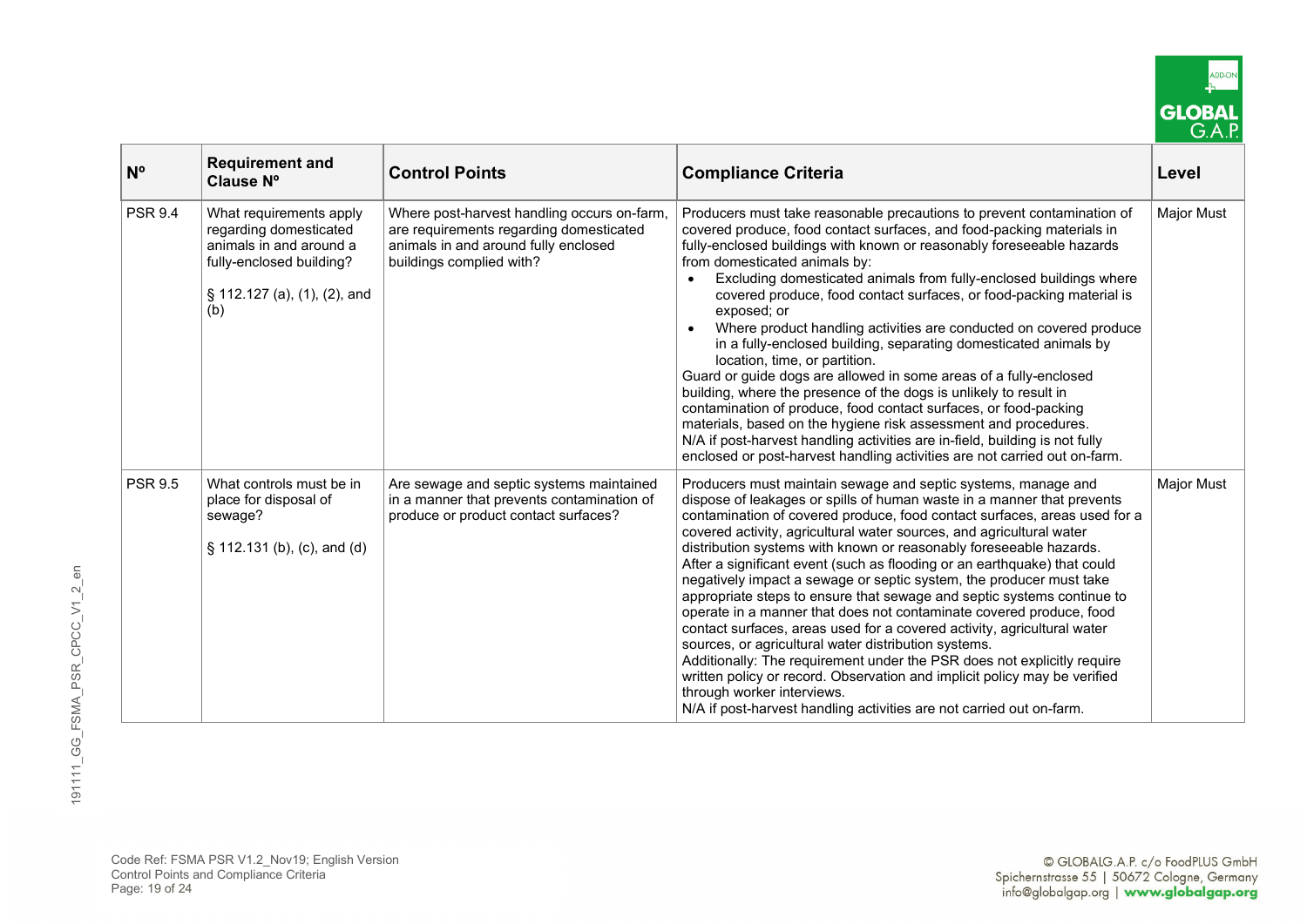| Nº | Requirement and Clause Nº | Control Points | Compliance Criteria | Level |
|---|---|---|---|---|
| PSR 9.4 | What requirements apply regarding domesticated animals in and around a fully-enclosed building?<br><br>§ 112.127 (a), (1), (2), and (b) | Where post-harvest handling occurs on-farm, are requirements regarding domesticated animals in and around fully enclosed buildings complied with? | Producers must take reasonable precautions to prevent contamination of covered produce, food contact surfaces, and food-packing materials in fully-enclosed buildings with known or reasonably foreseeable hazards from domesticated animals by:<br>• Excluding domesticated animals from fully-enclosed buildings where covered produce, food contact surfaces, or food-packing material is exposed; or<br>• Where product handling activities are conducted on covered produce in a fully-enclosed building, separating domesticated animals by location, time, or partition.<br>Guard or guide dogs are allowed in some areas of a fully-enclosed building, where the presence of the dogs is unlikely to result in contamination of produce, food contact surfaces, or food-packing materials, based on the hygiene risk assessment and procedures.<br>N/A if post-harvest handling activities are in-field, building is not fully enclosed or post-harvest handling activities are not carried out on-farm. | Major Must |
| PSR 9.5 | What controls must be in place for disposal of sewage?<br><br>§ 112.131 (b), (c), and (d) | Are sewage and septic systems maintained in a manner that prevents contamination of produce or product contact surfaces? | Producers must maintain sewage and septic systems, manage and dispose of leakages or spills of human waste in a manner that prevents contamination of covered produce, food contact surfaces, areas used for a covered activity, agricultural water sources, and agricultural water distribution systems with known or reasonably foreseeable hazards.<br>After a significant event (such as flooding or an earthquake) that could negatively impact a sewage or septic system, the producer must take appropriate steps to ensure that sewage and septic systems continue to operate in a manner that does not contaminate covered produce, food contact surfaces, areas used for a covered activity, agricultural water sources, or agricultural water distribution systems.<br>Additionally: The requirement under the PSR does not explicitly require written policy or record. Observation and implicit policy may be verified through worker interviews.<br>N/A if post-harvest handling activities are not carried out on-farm. | Major Must |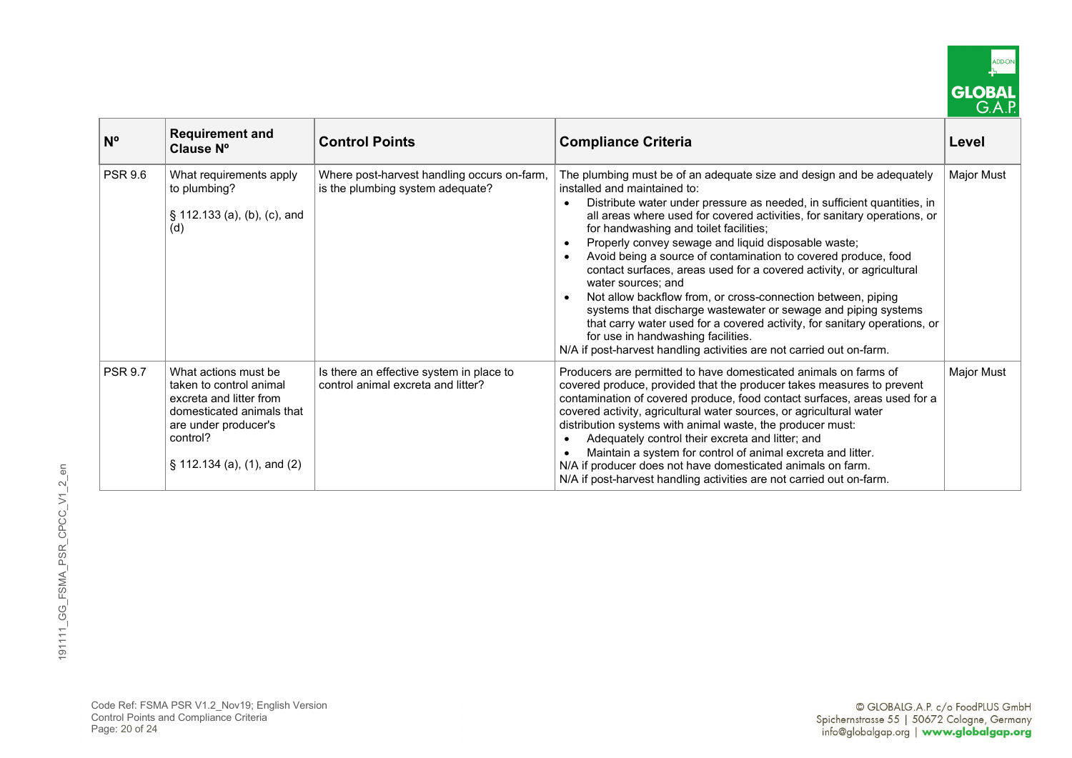| Nº | Requirement and Clause Nº | Control Points | Compliance Criteria | Level |
|---|---|---|---|---|
| PSR 9.6 | What requirements apply to plumbing?<br><br>§ 112.133 (a), (b), (c), and (d) | Where post-harvest handling occurs on-farm, is the plumbing system adequate? | The plumbing must be of an adequate size and design and be adequately installed and maintained to:<br>• Distribute water under pressure as needed, in sufficient quantities, in all areas where used for covered activities, for sanitary operations, or for handwashing and toilet facilities;<br>• Properly convey sewage and liquid disposable waste;<br>• Avoid being a source of contamination to covered produce, food contact surfaces, areas used for a covered activity, or agricultural water sources; and<br>• Not allow backflow from, or cross-connection between, piping systems that discharge wastewater or sewage and piping systems that carry water used for a covered activity, for sanitary operations, or for use in handwashing facilities.<br>N/A if post-harvest handling activities are not carried out on-farm. | Major Must |
| PSR 9.7 | What actions must be taken to control animal excreta and litter from domesticated animals that are under producer's control?<br><br>§ 112.134 (a), (1), and (2) | Is there an effective system in place to control animal excreta and litter? | Producers are permitted to have domesticated animals on farms of covered produce, provided that the producer takes measures to prevent contamination of covered produce, food contact surfaces, areas used for a covered activity, agricultural water sources, or agricultural water distribution systems with animal waste, the producer must:<br>• Adequately control their excreta and litter; and<br>• Maintain a system for control of animal excreta and litter.<br>N/A if producer does not have domesticated animals on farm.<br>N/A if post-harvest handling activities are not carried out on-farm. | Major Must |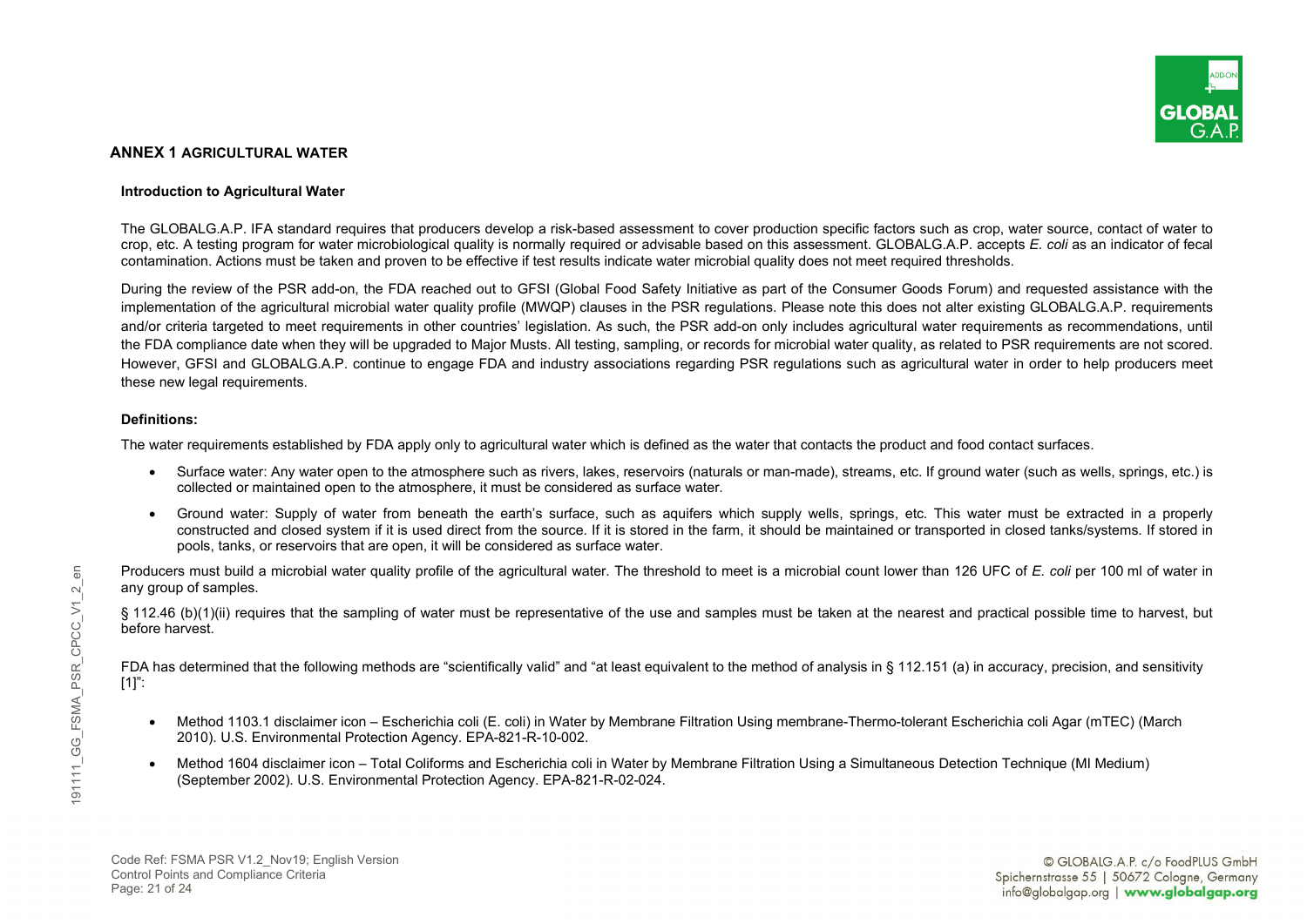## ANNEX 1 AGRICULTURAL WATER

### Introduction to Agricultural Water

The GLOBALG.A.P. IFA standard requires that producers develop a risk-based assessment to cover production specific factors such as crop, water source, contact of water to crop, etc. A testing program for water microbiological quality is normally required or advisable based on this assessment. GLOBALG.A.P. accepts *E. coli* as an indicator of fecal contamination. Actions must be taken and proven to be effective if test results indicate water microbial quality does not meet required thresholds.

During the review of the PSR add-on, the FDA reached out to GFSI (Global Food Safety Initiative as part of the Consumer Goods Forum) and requested assistance with the implementation of the agricultural microbial water quality profile (MWQP) clauses in the PSR regulations. Please note this does not alter existing GLOBALG.A.P. requirements and/or criteria targeted to meet requirements in other countries' legislation. As such, the PSR add-on only includes agricultural water requirements as recommendations, until the FDA compliance date when they will be upgraded to Major Musts. All testing, sampling, or records for microbial water quality, as related to PSR requirements are not scored. However, GFSI and GLOBALG.A.P. continue to engage FDA and industry associations regarding PSR regulations such as agricultural water in order to help producers meet these new legal requirements.

### Definitions:

The water requirements established by FDA apply only to agricultural water which is defined as the water that contacts the product and food contact surfaces.

- Surface water: Any water open to the atmosphere such as rivers, lakes, reservoirs (naturals or man-made), streams, etc. If ground water (such as wells, springs, etc.) is collected or maintained open to the atmosphere, it must be considered as surface water.
- Ground water: Supply of water from beneath the earth's surface, such as aquifers which supply wells, springs, etc. This water must be extracted in a properly constructed and closed system if it is used direct from the source. If it is stored in the farm, it should be maintained or transported in closed tanks/systems. If stored in pools, tanks, or reservoirs that are open, it will be considered as surface water.

Producers must build a microbial water quality profile of the agricultural water. The threshold to meet is a microbial count lower than 126 UFC of *E. coli* per 100 ml of water in any group of samples.

§ 112.46 (b)(1)(ii) requires that the sampling of water must be representative of the use and samples must be taken at the nearest and practical possible time to harvest, but before harvest.

FDA has determined that the following methods are "scientifically valid" and "at least equivalent to the method of analysis in § 112.151 (a) in accuracy, precision, and sensitivity [1]":

- Method 1103.1 disclaimer icon – Escherichia coli (E. coli) in Water by Membrane Filtration Using membrane-Thermo-tolerant Escherichia coli Agar (mTEC) (March 2010). U.S. Environmental Protection Agency. EPA-821-R-10-002.
- Method 1604 disclaimer icon – Total Coliforms and Escherichia coli in Water by Membrane Filtration Using a Simultaneous Detection Technique (MI Medium) (September 2002). U.S. Environmental Protection Agency. EPA-821-R-02-024.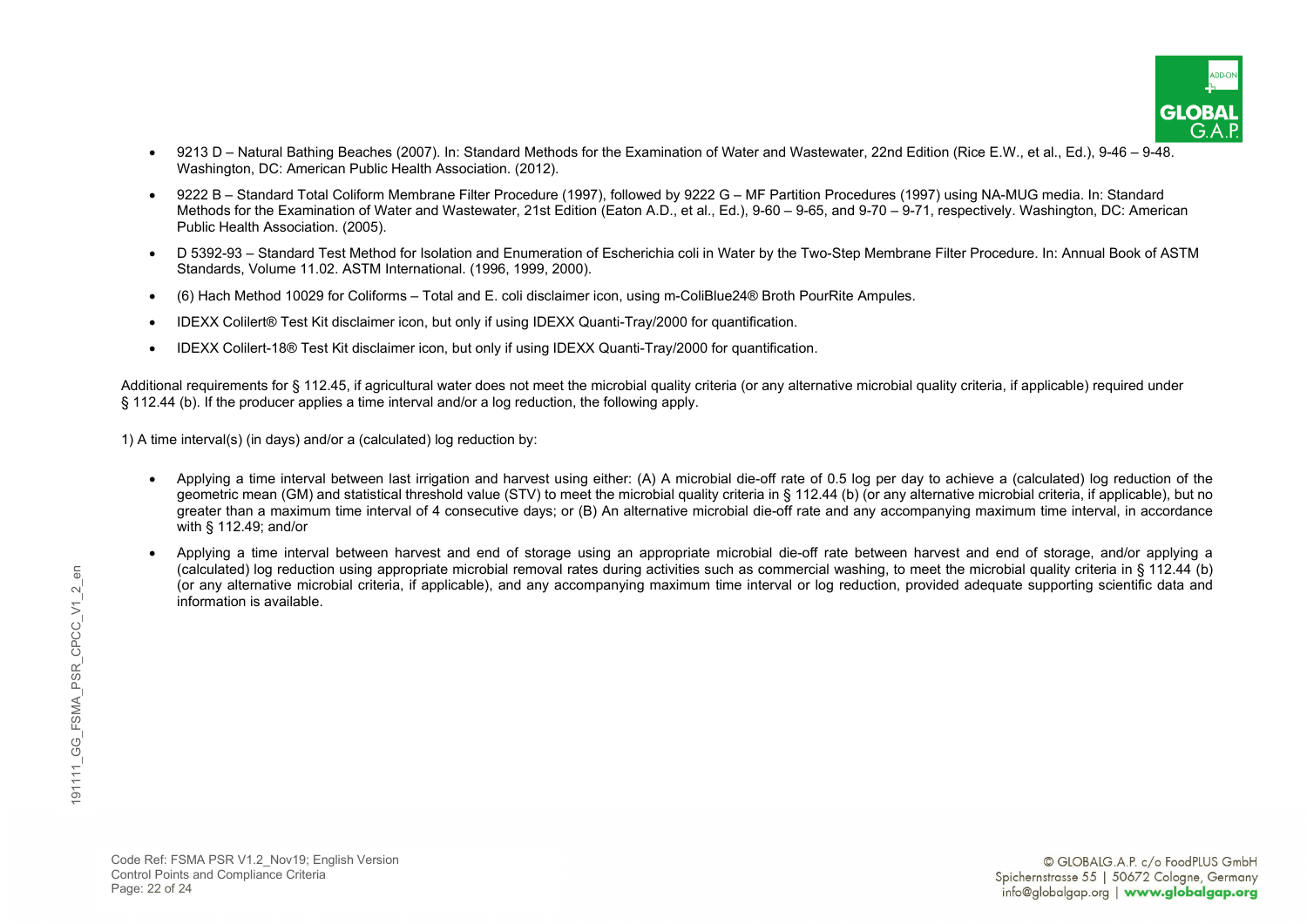- 9213 D – Natural Bathing Beaches (2007). In: Standard Methods for the Examination of Water and Wastewater, 22nd Edition (Rice E.W., et al., Ed.), 9-46 – 9-48. Washington, DC: American Public Health Association. (2012).
- 9222 B – Standard Total Coliform Membrane Filter Procedure (1997), followed by 9222 G – MF Partition Procedures (1997) using NA-MUG media. In: Standard Methods for the Examination of Water and Wastewater, 21st Edition (Eaton A.D., et al., Ed.), 9-60 – 9-65, and 9-70 – 9-71, respectively. Washington, DC: American Public Health Association. (2005).
- D 5392-93 – Standard Test Method for Isolation and Enumeration of Escherichia coli in Water by the Two-Step Membrane Filter Procedure. In: Annual Book of ASTM Standards, Volume 11.02. ASTM International. (1996, 1999, 2000).
- (6) Hach Method 10029 for Coliforms – Total and E. coli disclaimer icon, using m-ColiBlue24® Broth PourRite Ampules.
- IDEXX Colilert® Test Kit disclaimer icon, but only if using IDEXX Quanti-Tray/2000 for quantification.
- IDEXX Colilert-18® Test Kit disclaimer icon, but only if using IDEXX Quanti-Tray/2000 for quantification.

Additional requirements for § 112.45, if agricultural water does not meet the microbial quality criteria (or any alternative microbial quality criteria, if applicable) required under § 112.44 (b). If the producer applies a time interval and/or a log reduction, the following apply.

1) A time interval(s) (in days) and/or a (calculated) log reduction by:

- Applying a time interval between last irrigation and harvest using either: (A) A microbial die-off rate of 0.5 log per day to achieve a (calculated) log reduction of the geometric mean (GM) and statistical threshold value (STV) to meet the microbial quality criteria in § 112.44 (b) (or any alternative microbial criteria, if applicable), but no greater than a maximum time interval of 4 consecutive days; or (B) An alternative microbial die-off rate and any accompanying maximum time interval, in accordance with § 112.49; and/or
- Applying a time interval between harvest and end of storage using an appropriate microbial die-off rate between harvest and end of storage, and/or applying a (calculated) log reduction using appropriate microbial removal rates during activities such as commercial washing, to meet the microbial quality criteria in § 112.44 (b) (or any alternative microbial criteria, if applicable), and any accompanying maximum time interval or log reduction, provided adequate supporting scientific data and information is available.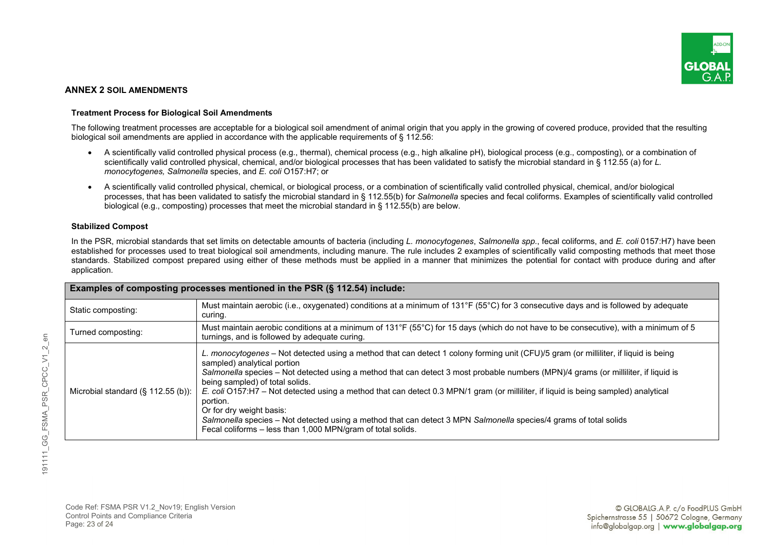## ANNEX 2 SOIL AMENDMENTS

### Treatment Process for Biological Soil Amendments

The following treatment processes are acceptable for a biological soil amendment of animal origin that you apply in the growing of covered produce, provided that the resulting biological soil amendments are applied in accordance with the applicable requirements of § 112.56:

- A scientifically valid controlled physical process (e.g., thermal), chemical process (e.g., high alkaline pH), biological process (e.g., composting), or a combination of scientifically valid controlled physical, chemical, and/or biological processes that has been validated to satisfy the microbial standard in § 112.55 (a) for *L. monocytogenes, Salmonella* species, and *E. coli* O157:H7; or
- A scientifically valid controlled physical, chemical, or biological process, or a combination of scientifically valid controlled physical, chemical, and/or biological processes, that has been validated to satisfy the microbial standard in § 112.55(b) for *Salmonella* species and fecal coliforms. Examples of scientifically valid controlled biological (e.g., composting) processes that meet the microbial standard in § 112.55(b) are below.

### Stabilized Compost

In the PSR, microbial standards that set limits on detectable amounts of bacteria (including *L. monocytogenes*, *Salmonella spp.*, fecal coliforms, and *E. coli* 0157:H7) have been established for processes used to treat biological soil amendments, including manure. The rule includes 2 examples of scientifically valid composting methods that meet those standards. Stabilized compost prepared using either of these methods must be applied in a manner that minimizes the potential for contact with produce during and after application.

| **Examples of composting processes mentioned in the PSR (§ 112.54) include:** | |
|---|---|
| Static composting: | Must maintain aerobic (i.e., oxygenated) conditions at a minimum of 131°F (55°C) for 3 consecutive days and is followed by adequate curing. |
| Turned composting: | Must maintain aerobic conditions at a minimum of 131°F (55°C) for 15 days (which do not have to be consecutive), with a minimum of 5 turnings, and is followed by adequate curing. |
| Microbial standard (§ 112.55 (b)): | *L. monocytogenes* – Not detected using a method that can detect 1 colony forming unit (CFU)/5 gram (or milliliter, if liquid is being sampled) analytical portion<br>*Salmonella* species – Not detected using a method that can detect 3 most probable numbers (MPN)/4 grams (or milliliter, if liquid is being sampled) of total solids.<br>*E. coli* O157:H7 – Not detected using a method that can detect 0.3 MPN/1 gram (or milliliter, if liquid is being sampled) analytical portion.<br>Or for dry weight basis:<br>*Salmonella* species – Not detected using a method that can detect 3 MPN *Salmonella* species/4 grams of total solids<br>Fecal coliforms – less than 1,000 MPN/gram of total solids. |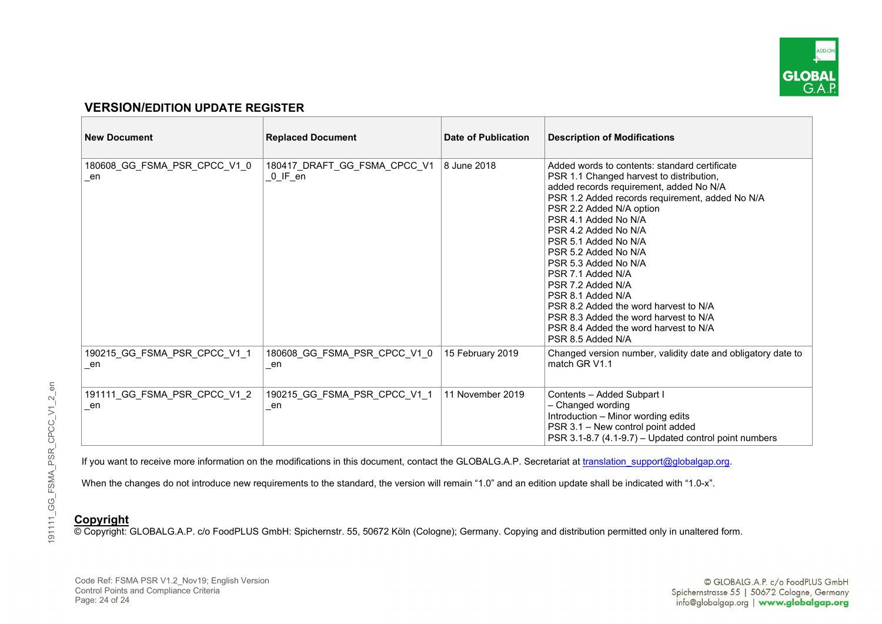## VERSION/EDITION UPDATE REGISTER

| New Document | Replaced Document | Date of Publication | Description of Modifications |
|---|---|---|---|
| 180608_GG_FSMA_PSR_CPCC_V1_0_en | 180417_DRAFT_GG_FSMA_CPCC_V1_0_IF_en | 8 June 2018 | Added words to contents: standard certificate<br>PSR 1.1 Changed harvest to distribution, added records requirement, added No N/A<br>PSR 1.2 Added records requirement, added No N/A<br>PSR 2.2 Added N/A option<br>PSR 4.1 Added No N/A<br>PSR 4.2 Added No N/A<br>PSR 5.1 Added No N/A<br>PSR 5.2 Added No N/A<br>PSR 5.3 Added No N/A<br>PSR 7.1 Added N/A<br>PSR 7.2 Added N/A<br>PSR 8.1 Added N/A<br>PSR 8.2 Added the word harvest to N/A<br>PSR 8.3 Added the word harvest to N/A<br>PSR 8.4 Added the word harvest to N/A<br>PSR 8.5 Added N/A |
| 190215_GG_FSMA_PSR_CPCC_V1_1_en | 180608_GG_FSMA_PSR_CPCC_V1_0_en | 15 February 2019 | Changed version number, validity date and obligatory date to match GR V1.1 |
| 191111_GG_FSMA_PSR_CPCC_V1_2_en | 190215_GG_FSMA_PSR_CPCC_V1_1_en | 11 November 2019 | Contents – Added Subpart I<br>– Changed wording<br>Introduction – Minor wording edits<br>PSR 3.1 – New control point added<br>PSR 3.1-8.7 (4.1-9.7) – Updated control point numbers |

If you want to receive more information on the modifications in this document, contact the GLOBALG.A.P. Secretariat at translation_support@globalgap.org.

When the changes do not introduce new requirements to the standard, the version will remain "1.0" and an edition update shall be indicated with "1.0-x".

## Copyright

© Copyright: GLOBALG.A.P. c/o FoodPLUS GmbH: Spichernstr. 55, 50672 Köln (Cologne); Germany. Copying and distribution permitted only in unaltered form.